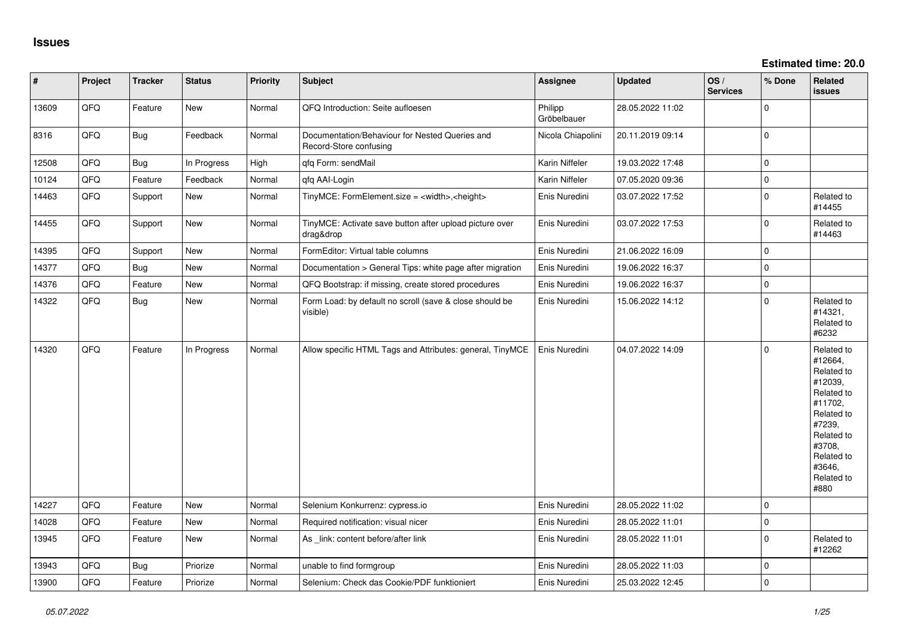# Issues

**Estimated time: 20.0**

| # | Project | Tracker | Status | Priority | Subject | Assignee | Updated | OS / Services | % Done | Related issues |
|---|---|---|---|---|---|---|---|---|---|---|
| 13609 | QFQ | Feature | New | Normal | QFQ Introduction: Seite aufloesen | Philipp Gröbelbauer | 28.05.2022 11:02 | | 0 | |
| 8316 | QFQ | Bug | Feedback | Normal | Documentation/Behaviour for Nested Queries and Record-Store confusing | Nicola Chiapolini | 20.11.2019 09:14 | | 0 | |
| 12508 | QFQ | Bug | In Progress | High | qfq Form: sendMail | Karin Niffeler | 19.03.2022 17:48 | | 0 | |
| 10124 | QFQ | Feature | Feedback | Normal | qfq AAI-Login | Karin Niffeler | 07.05.2020 09:36 | | 0 | |
| 14463 | QFQ | Support | New | Normal | TinyMCE: FormElement.size = <width>,<height> | Enis Nuredini | 03.07.2022 17:52 | | 0 | Related to #14455 |
| 14455 | QFQ | Support | New | Normal | TinyMCE: Activate save button after upload picture over drag&drop | Enis Nuredini | 03.07.2022 17:53 | | 0 | Related to #14463 |
| 14395 | QFQ | Support | New | Normal | FormEditor: Virtual table columns | Enis Nuredini | 21.06.2022 16:09 | | 0 | |
| 14377 | QFQ | Bug | New | Normal | Documentation > General Tips: white page after migration | Enis Nuredini | 19.06.2022 16:37 | | 0 | |
| 14376 | QFQ | Feature | New | Normal | QFQ Bootstrap: if missing, create stored procedures | Enis Nuredini | 19.06.2022 16:37 | | 0 | |
| 14322 | QFQ | Bug | New | Normal | Form Load: by default no scroll (save & close should be visible) | Enis Nuredini | 15.06.2022 14:12 | | 0 | Related to #14321, Related to #6232 |
| 14320 | QFQ | Feature | In Progress | Normal | Allow specific HTML Tags and Attributes: general, TinyMCE | Enis Nuredini | 04.07.2022 14:09 | | 0 | Related to #12664, Related to #12039, Related to #11702, Related to #7239, Related to #3708, Related to #3646, Related to #880 |
| 14227 | QFQ | Feature | New | Normal | Selenium Konkurrenz: cypress.io | Enis Nuredini | 28.05.2022 11:02 | | 0 | |
| 14028 | QFQ | Feature | New | Normal | Required notification: visual nicer | Enis Nuredini | 28.05.2022 11:01 | | 0 | |
| 13945 | QFQ | Feature | New | Normal | As _link: content before/after link | Enis Nuredini | 28.05.2022 11:01 | | 0 | Related to #12262 |
| 13943 | QFQ | Bug | Priorize | Normal | unable to find formgroup | Enis Nuredini | 28.05.2022 11:03 | | 0 | |
| 13900 | QFQ | Feature | Priorize | Normal | Selenium: Check das Cookie/PDF funktioniert | Enis Nuredini | 25.03.2022 12:45 | | 0 | |

*05.07.2022*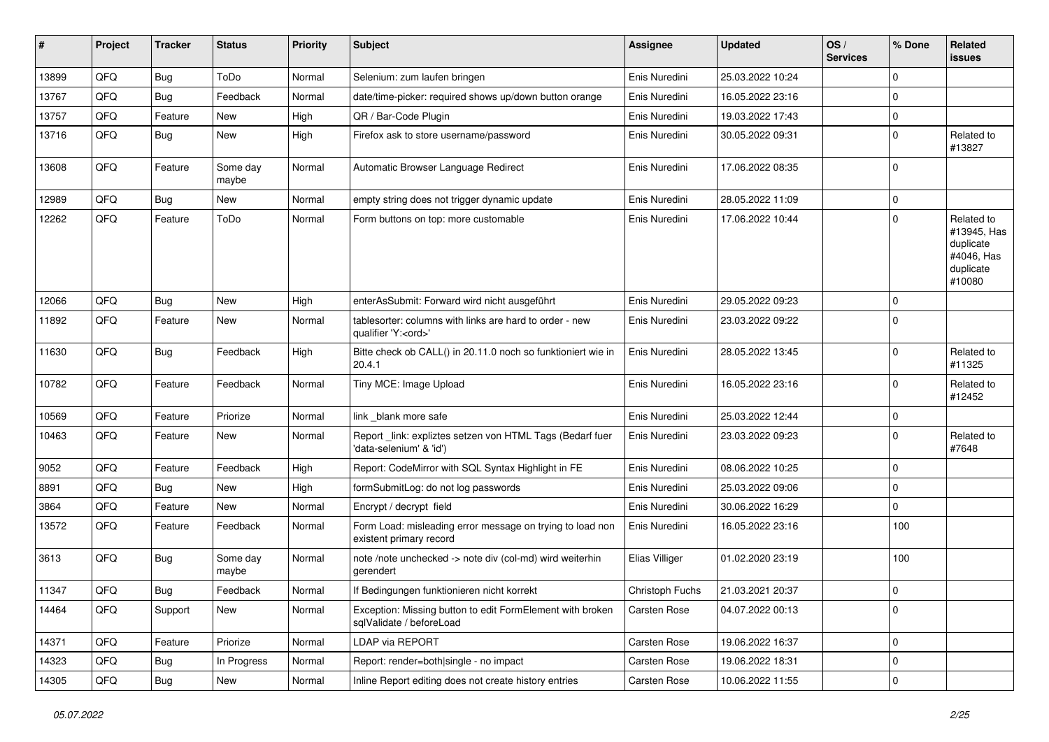| # | Project | Tracker | Status | Priority | Subject | Assignee | Updated | OS / Services | % Done | Related issues |
|---|---|---|---|---|---|---|---|---|---|---|
| 13899 | QFQ | Bug | ToDo | Normal | Selenium: zum laufen bringen | Enis Nuredini | 25.03.2022 10:24 | | 0 | |
| 13767 | QFQ | Bug | Feedback | Normal | date/time-picker: required shows up/down button orange | Enis Nuredini | 16.05.2022 23:16 | | 0 | |
| 13757 | QFQ | Feature | New | High | QR / Bar-Code Plugin | Enis Nuredini | 19.03.2022 17:43 | | 0 | |
| 13716 | QFQ | Bug | New | High | Firefox ask to store username/password | Enis Nuredini | 30.05.2022 09:31 | | 0 | Related to #13827 |
| 13608 | QFQ | Feature | Some day maybe | Normal | Automatic Browser Language Redirect | Enis Nuredini | 17.06.2022 08:35 | | 0 | |
| 12989 | QFQ | Bug | New | Normal | empty string does not trigger dynamic update | Enis Nuredini | 28.05.2022 11:09 | | 0 | |
| 12262 | QFQ | Feature | ToDo | Normal | Form buttons on top: more customable | Enis Nuredini | 17.06.2022 10:44 | | 0 | Related to #13945, Has duplicate #4046, Has duplicate #10080 |
| 12066 | QFQ | Bug | New | High | enterAsSubmit: Forward wird nicht ausgeführt | Enis Nuredini | 29.05.2022 09:23 | | 0 | |
| 11892 | QFQ | Feature | New | Normal | tablesorter: columns with links are hard to order - new qualifier 'Y:<ord>' | Enis Nuredini | 23.03.2022 09:22 | | 0 | |
| 11630 | QFQ | Bug | Feedback | High | Bitte check ob CALL() in 20.11.0 noch so funktioniert wie in 20.4.1 | Enis Nuredini | 28.05.2022 13:45 | | 0 | Related to #11325 |
| 10782 | QFQ | Feature | Feedback | Normal | Tiny MCE: Image Upload | Enis Nuredini | 16.05.2022 23:16 | | 0 | Related to #12452 |
| 10569 | QFQ | Feature | Priorize | Normal | link _blank more safe | Enis Nuredini | 25.03.2022 12:44 | | 0 | |
| 10463 | QFQ | Feature | New | Normal | Report _link: expliztes setzen von HTML Tags (Bedarf fuer 'data-selenium' & 'id') | Enis Nuredini | 23.03.2022 09:23 | | 0 | Related to #7648 |
| 9052 | QFQ | Feature | Feedback | High | Report: CodeMirror with SQL Syntax Highlight in FE | Enis Nuredini | 08.06.2022 10:25 | | 0 | |
| 8891 | QFQ | Bug | New | High | formSubmitLog: do not log passwords | Enis Nuredini | 25.03.2022 09:06 | | 0 | |
| 3864 | QFQ | Feature | New | Normal | Encrypt / decrypt field | Enis Nuredini | 30.06.2022 16:29 | | 0 | |
| 13572 | QFQ | Feature | Feedback | Normal | Form Load: misleading error message on trying to load non existent primary record | Enis Nuredini | 16.05.2022 23:16 | | 100 | |
| 3613 | QFQ | Bug | Some day maybe | Normal | note /note unchecked -> note div (col-md) wird weiterhin gerendert | Elias Villiger | 01.02.2020 23:19 | | 100 | |
| 11347 | QFQ | Bug | Feedback | Normal | If Bedingungen funktionieren nicht korrekt | Christoph Fuchs | 21.03.2021 20:37 | | 0 | |
| 14464 | QFQ | Support | New | Normal | Exception: Missing button to edit FormElement with broken sqlValidate / beforeLoad | Carsten Rose | 04.07.2022 00:13 | | 0 | |
| 14371 | QFQ | Feature | Priorize | Normal | LDAP via REPORT | Carsten Rose | 19.06.2022 16:37 | | 0 | |
| 14323 | QFQ | Bug | In Progress | Normal | Report: render=both\|single - no impact | Carsten Rose | 19.06.2022 18:31 | | 0 | |
| 14305 | QFQ | Bug | New | Normal | Inline Report editing does not create history entries | Carsten Rose | 10.06.2022 11:55 | | 0 | |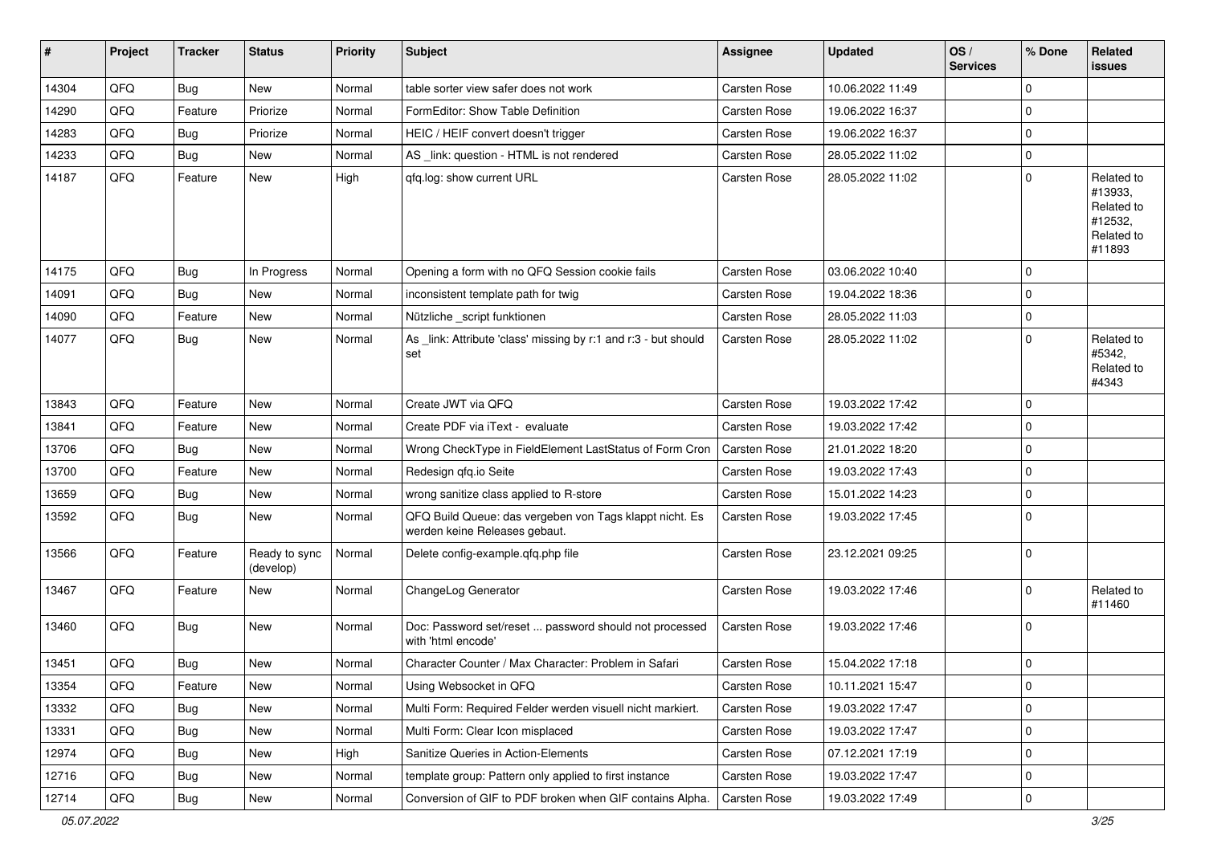| # | Project | Tracker | Status | Priority | Subject | Assignee | Updated | OS / Services | % Done | Related issues |
|---|---|---|---|---|---|---|---|---|---|---|
| 14304 | QFQ | Bug | New | Normal | table sorter view safer does not work | Carsten Rose | 10.06.2022 11:49 | | 0 | |
| 14290 | QFQ | Feature | Priorize | Normal | FormEditor: Show Table Definition | Carsten Rose | 19.06.2022 16:37 | | 0 | |
| 14283 | QFQ | Bug | Priorize | Normal | HEIC / HEIF convert doesn't trigger | Carsten Rose | 19.06.2022 16:37 | | 0 | |
| 14233 | QFQ | Bug | New | Normal | AS _link: question - HTML is not rendered | Carsten Rose | 28.05.2022 11:02 | | 0 | |
| 14187 | QFQ | Feature | New | High | qfq.log: show current URL | Carsten Rose | 28.05.2022 11:02 | | 0 | Related to #13933, Related to #12532, Related to #11893 |
| 14175 | QFQ | Bug | In Progress | Normal | Opening a form with no QFQ Session cookie fails | Carsten Rose | 03.06.2022 10:40 | | 0 | |
| 14091 | QFQ | Bug | New | Normal | inconsistent template path for twig | Carsten Rose | 19.04.2022 18:36 | | 0 | |
| 14090 | QFQ | Feature | New | Normal | Nützliche _script funktionen | Carsten Rose | 28.05.2022 11:03 | | 0 | |
| 14077 | QFQ | Bug | New | Normal | As _link: Attribute 'class' missing by r:1 and r:3 - but should set | Carsten Rose | 28.05.2022 11:02 | | 0 | Related to #5342, Related to #4343 |
| 13843 | QFQ | Feature | New | Normal | Create JWT via QFQ | Carsten Rose | 19.03.2022 17:42 | | 0 | |
| 13841 | QFQ | Feature | New | Normal | Create PDF via iText - evaluate | Carsten Rose | 19.03.2022 17:42 | | 0 | |
| 13706 | QFQ | Bug | New | Normal | Wrong CheckType in FieldElement LastStatus of Form Cron | Carsten Rose | 21.01.2022 18:20 | | 0 | |
| 13700 | QFQ | Feature | New | Normal | Redesign qfq.io Seite | Carsten Rose | 19.03.2022 17:43 | | 0 | |
| 13659 | QFQ | Bug | New | Normal | wrong sanitize class applied to R-store | Carsten Rose | 15.01.2022 14:23 | | 0 | |
| 13592 | QFQ | Bug | New | Normal | QFQ Build Queue: das vergeben von Tags klappt nicht. Es werden keine Releases gebaut. | Carsten Rose | 19.03.2022 17:45 | | 0 | |
| 13566 | QFQ | Feature | Ready to sync (develop) | Normal | Delete config-example.qfq.php file | Carsten Rose | 23.12.2021 09:25 | | 0 | |
| 13467 | QFQ | Feature | New | Normal | ChangeLog Generator | Carsten Rose | 19.03.2022 17:46 | | 0 | Related to #11460 |
| 13460 | QFQ | Bug | New | Normal | Doc: Password set/reset ... password should not processed with 'html encode' | Carsten Rose | 19.03.2022 17:46 | | 0 | |
| 13451 | QFQ | Bug | New | Normal | Character Counter / Max Character: Problem in Safari | Carsten Rose | 15.04.2022 17:18 | | 0 | |
| 13354 | QFQ | Feature | New | Normal | Using Websocket in QFQ | Carsten Rose | 10.11.2021 15:47 | | 0 | |
| 13332 | QFQ | Bug | New | Normal | Multi Form: Required Felder werden visuell nicht markiert. | Carsten Rose | 19.03.2022 17:47 | | 0 | |
| 13331 | QFQ | Bug | New | Normal | Multi Form: Clear Icon misplaced | Carsten Rose | 19.03.2022 17:47 | | 0 | |
| 12974 | QFQ | Bug | New | High | Sanitize Queries in Action-Elements | Carsten Rose | 07.12.2021 17:19 | | 0 | |
| 12716 | QFQ | Bug | New | Normal | template group: Pattern only applied to first instance | Carsten Rose | 19.03.2022 17:47 | | 0 | |
| 12714 | QFQ | Bug | New | Normal | Conversion of GIF to PDF broken when GIF contains Alpha. | Carsten Rose | 19.03.2022 17:49 | | 0 | |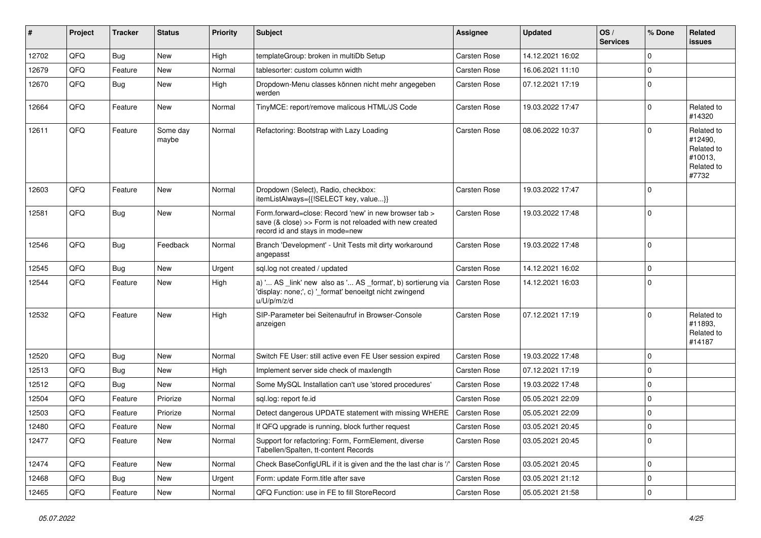| # | Project | Tracker | Status | Priority | Subject | Assignee | Updated | OS / Services | % Done | Related issues |
|---|---|---|---|---|---|---|---|---|---|---|
| 12702 | QFQ | Bug | New | High | templateGroup: broken in multiDb Setup | Carsten Rose | 14.12.2021 16:02 | | 0 | |
| 12679 | QFQ | Feature | New | Normal | tablesorter: custom column width | Carsten Rose | 16.06.2021 11:10 | | 0 | |
| 12670 | QFQ | Bug | New | High | Dropdown-Menu classes können nicht mehr angegeben werden | Carsten Rose | 07.12.2021 17:19 | | 0 | |
| 12664 | QFQ | Feature | New | Normal | TinyMCE: report/remove malicous HTML/JS Code | Carsten Rose | 19.03.2022 17:47 | | 0 | Related to #14320 |
| 12611 | QFQ | Feature | Some day maybe | Normal | Refactoring: Bootstrap with Lazy Loading | Carsten Rose | 08.06.2022 10:37 | | 0 | Related to #12490, Related to #10013, Related to #7732 |
| 12603 | QFQ | Feature | New | Normal | Dropdown (Select), Radio, checkbox: itemListAlways={{!SELECT key, value...}} | Carsten Rose | 19.03.2022 17:47 | | 0 | |
| 12581 | QFQ | Bug | New | Normal | Form.forward=close: Record 'new' in new browser tab > save (& close) >> Form is not reloaded with new created record id and stays in mode=new | Carsten Rose | 19.03.2022 17:48 | | 0 | |
| 12546 | QFQ | Bug | Feedback | Normal | Branch 'Development' - Unit Tests mit dirty workaround angepasst | Carsten Rose | 19.03.2022 17:48 | | 0 | |
| 12545 | QFQ | Bug | New | Urgent | sql.log not created / updated | Carsten Rose | 14.12.2021 16:02 | | 0 | |
| 12544 | QFQ | Feature | New | High | a) '... AS _link' new also as '... AS _format', b) sortierung via 'display: none;', c) '_format' benoeitgt nicht zwingend u/U/p/m/z/d | Carsten Rose | 14.12.2021 16:03 | | 0 | |
| 12532 | QFQ | Feature | New | High | SIP-Parameter bei Seitenaufruf in Browser-Console anzeigen | Carsten Rose | 07.12.2021 17:19 | | 0 | Related to #11893, Related to #14187 |
| 12520 | QFQ | Bug | New | Normal | Switch FE User: still active even FE User session expired | Carsten Rose | 19.03.2022 17:48 | | 0 | |
| 12513 | QFQ | Bug | New | High | Implement server side check of maxlength | Carsten Rose | 07.12.2021 17:19 | | 0 | |
| 12512 | QFQ | Bug | New | Normal | Some MySQL Installation can't use 'stored procedures' | Carsten Rose | 19.03.2022 17:48 | | 0 | |
| 12504 | QFQ | Feature | Priorize | Normal | sql.log: report fe.id | Carsten Rose | 05.05.2021 22:09 | | 0 | |
| 12503 | QFQ | Feature | Priorize | Normal | Detect dangerous UPDATE statement with missing WHERE | Carsten Rose | 05.05.2021 22:09 | | 0 | |
| 12480 | QFQ | Feature | New | Normal | If QFQ upgrade is running, block further request | Carsten Rose | 03.05.2021 20:45 | | 0 | |
| 12477 | QFQ | Feature | New | Normal | Support for refactoring: Form, FormElement, diverse Tabellen/Spalten, tt-content Records | Carsten Rose | 03.05.2021 20:45 | | 0 | |
| 12474 | QFQ | Feature | New | Normal | Check BaseConfigURL if it is given and the the last char is '/' | Carsten Rose | 03.05.2021 20:45 | | 0 | |
| 12468 | QFQ | Bug | New | Urgent | Form: update Form.title after save | Carsten Rose | 03.05.2021 21:12 | | 0 | |
| 12465 | QFQ | Feature | New | Normal | QFQ Function: use in FE to fill StoreRecord | Carsten Rose | 05.05.2021 21:58 | | 0 | |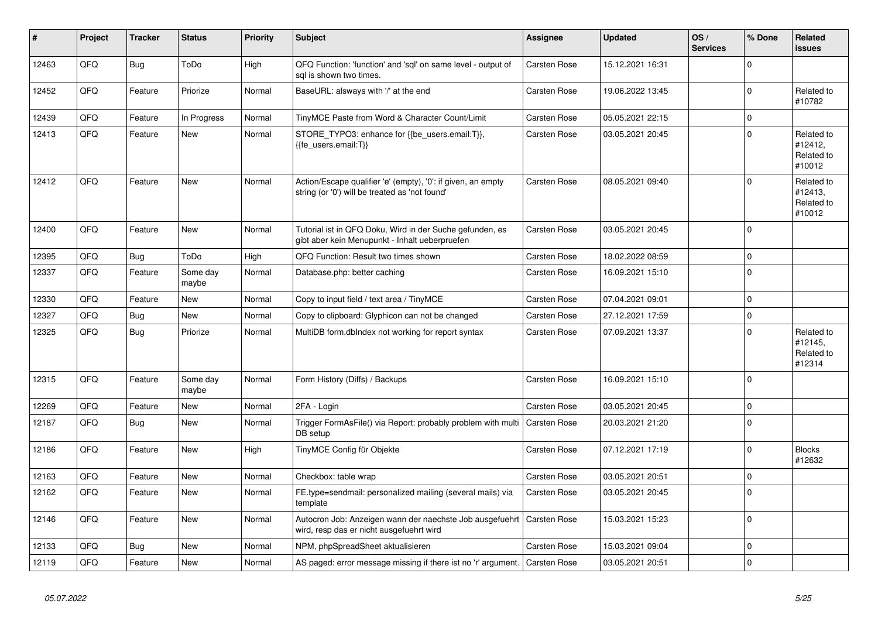| # | Project | Tracker | Status | Priority | Subject | Assignee | Updated | OS / Services | % Done | Related issues |
|---|---|---|---|---|---|---|---|---|---|---|
| 12463 | QFQ | Bug | ToDo | High | QFQ Function: 'function' and 'sql' on same level - output of sql is shown two times. | Carsten Rose | 15.12.2021 16:31 | | 0 | |
| 12452 | QFQ | Feature | Priorize | Normal | BaseURL: alsways with '/' at the end | Carsten Rose | 19.06.2022 13:45 | | 0 | Related to #10782 |
| 12439 | QFQ | Feature | In Progress | Normal | TinyMCE Paste from Word & Character Count/Limit | Carsten Rose | 05.05.2021 22:15 | | 0 | |
| 12413 | QFQ | Feature | New | Normal | STORE_TYPO3: enhance for {{be_users.email:T}}, {{fe_users.email:T}} | Carsten Rose | 03.05.2021 20:45 | | 0 | Related to #12412, Related to #10012 |
| 12412 | QFQ | Feature | New | Normal | Action/Escape qualifier 'e' (empty), '0': if given, an empty string (or '0') will be treated as 'not found' | Carsten Rose | 08.05.2021 09:40 | | 0 | Related to #12413, Related to #10012 |
| 12400 | QFQ | Feature | New | Normal | Tutorial ist in QFQ Doku, Wird in der Suche gefunden, es gibt aber kein Menupunkt - Inhalt ueberpruefen | Carsten Rose | 03.05.2021 20:45 | | 0 | |
| 12395 | QFQ | Bug | ToDo | High | QFQ Function: Result two times shown | Carsten Rose | 18.02.2022 08:59 | | 0 | |
| 12337 | QFQ | Feature | Some day maybe | Normal | Database.php: better caching | Carsten Rose | 16.09.2021 15:10 | | 0 | |
| 12330 | QFQ | Feature | New | Normal | Copy to input field / text area / TinyMCE | Carsten Rose | 07.04.2021 09:01 | | 0 | |
| 12327 | QFQ | Bug | New | Normal | Copy to clipboard: Glyphicon can not be changed | Carsten Rose | 27.12.2021 17:59 | | 0 | |
| 12325 | QFQ | Bug | Priorize | Normal | MultiDB form.dbIndex not working for report syntax | Carsten Rose | 07.09.2021 13:37 | | 0 | Related to #12145, Related to #12314 |
| 12315 | QFQ | Feature | Some day maybe | Normal | Form History (Diffs) / Backups | Carsten Rose | 16.09.2021 15:10 | | 0 | |
| 12269 | QFQ | Feature | New | Normal | 2FA - Login | Carsten Rose | 03.05.2021 20:45 | | 0 | |
| 12187 | QFQ | Bug | New | Normal | Trigger FormAsFile() via Report: probably problem with multi DB setup | Carsten Rose | 20.03.2021 21:20 | | 0 | |
| 12186 | QFQ | Feature | New | High | TinyMCE Config für Objekte | Carsten Rose | 07.12.2021 17:19 | | 0 | Blocks #12632 |
| 12163 | QFQ | Feature | New | Normal | Checkbox: table wrap | Carsten Rose | 03.05.2021 20:51 | | 0 | |
| 12162 | QFQ | Feature | New | Normal | FE.type=sendmail: personalized mailing (several mails) via template | Carsten Rose | 03.05.2021 20:45 | | 0 | |
| 12146 | QFQ | Feature | New | Normal | Autocron Job: Anzeigen wann der naechste Job ausgefuehrt wird, resp das er nicht ausgefuehrt wird | Carsten Rose | 15.03.2021 15:23 | | 0 | |
| 12133 | QFQ | Bug | New | Normal | NPM, phpSpreadSheet aktualisieren | Carsten Rose | 15.03.2021 09:04 | | 0 | |
| 12119 | QFQ | Feature | New | Normal | AS paged: error message missing if there ist no 'r' argument. | Carsten Rose | 03.05.2021 20:51 | | 0 | |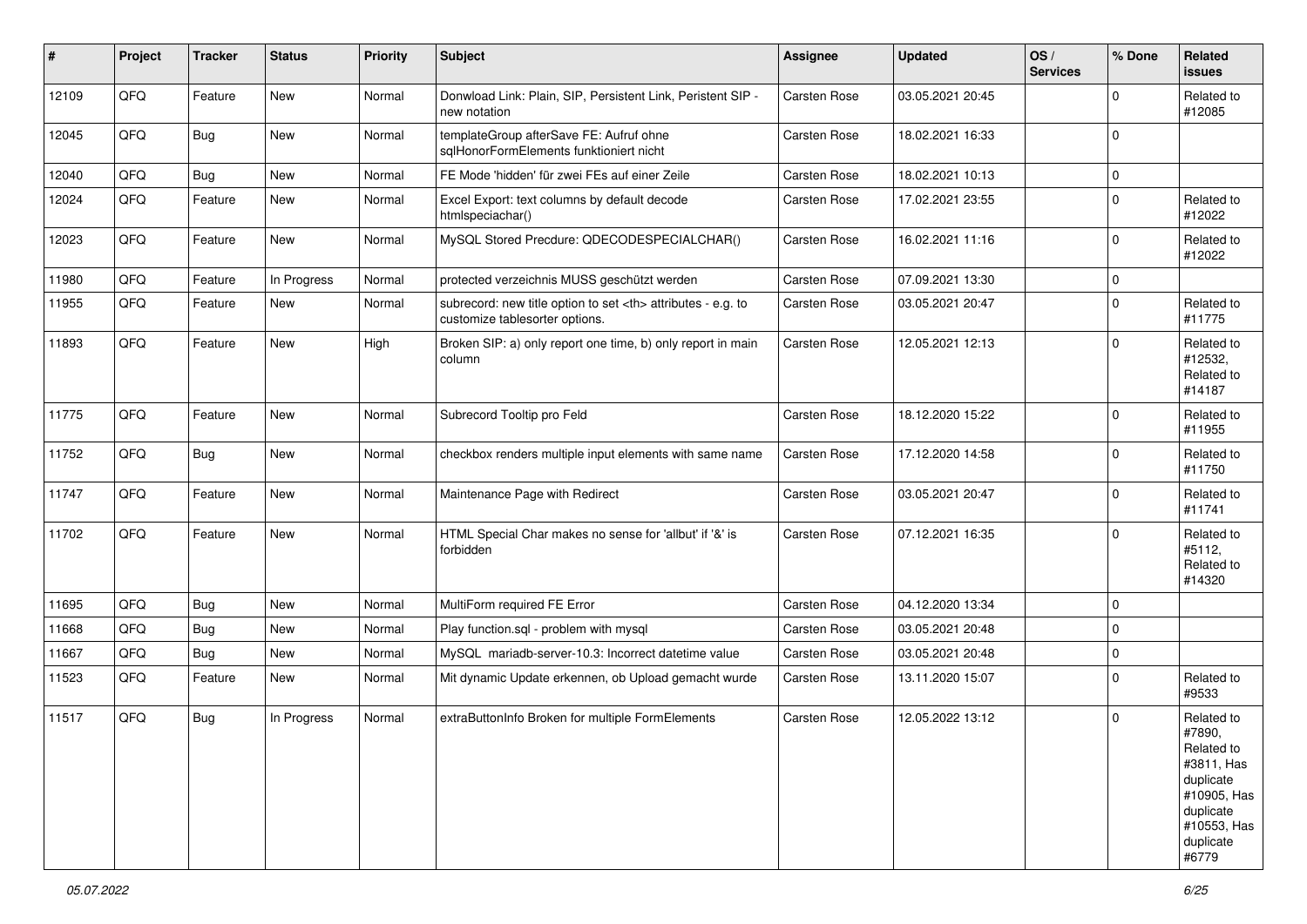| # | Project | Tracker | Status | Priority | Subject | Assignee | Updated | OS / Services | % Done | Related issues |
|---|---|---|---|---|---|---|---|---|---|---|
| 12109 | QFQ | Feature | New | Normal | Donwload Link: Plain, SIP, Persistent Link, Peristent SIP - new notation | Carsten Rose | 03.05.2021 20:45 | | 0 | Related to #12085 |
| 12045 | QFQ | Bug | New | Normal | templateGroup afterSave FE: Aufruf ohne sqlHonorFormElements funktioniert nicht | Carsten Rose | 18.02.2021 16:33 | | 0 | |
| 12040 | QFQ | Bug | New | Normal | FE Mode 'hidden' für zwei FEs auf einer Zeile | Carsten Rose | 18.02.2021 10:13 | | 0 | |
| 12024 | QFQ | Feature | New | Normal | Excel Export: text columns by default decode htmlspeciachar() | Carsten Rose | 17.02.2021 23:55 | | 0 | Related to #12022 |
| 12023 | QFQ | Feature | New | Normal | MySQL Stored Precdure: QDECODESPECIALCHAR() | Carsten Rose | 16.02.2021 11:16 | | 0 | Related to #12022 |
| 11980 | QFQ | Feature | In Progress | Normal | protected verzeichnis MUSS geschützt werden | Carsten Rose | 07.09.2021 13:30 | | 0 | |
| 11955 | QFQ | Feature | New | Normal | subrecord: new title option to set <th> attributes - e.g. to customize tablesorter options. | Carsten Rose | 03.05.2021 20:47 | | 0 | Related to #11775 |
| 11893 | QFQ | Feature | New | High | Broken SIP: a) only report one time, b) only report in main column | Carsten Rose | 12.05.2021 12:13 | | 0 | Related to #12532, Related to #14187 |
| 11775 | QFQ | Feature | New | Normal | Subrecord Tooltip pro Feld | Carsten Rose | 18.12.2020 15:22 | | 0 | Related to #11955 |
| 11752 | QFQ | Bug | New | Normal | checkbox renders multiple input elements with same name | Carsten Rose | 17.12.2020 14:58 | | 0 | Related to #11750 |
| 11747 | QFQ | Feature | New | Normal | Maintenance Page with Redirect | Carsten Rose | 03.05.2021 20:47 | | 0 | Related to #11741 |
| 11702 | QFQ | Feature | New | Normal | HTML Special Char makes no sense for 'allbut' if '&' is forbidden | Carsten Rose | 07.12.2021 16:35 | | 0 | Related to #5112, Related to #14320 |
| 11695 | QFQ | Bug | New | Normal | MultiForm required FE Error | Carsten Rose | 04.12.2020 13:34 | | 0 | |
| 11668 | QFQ | Bug | New | Normal | Play function.sql - problem with mysql | Carsten Rose | 03.05.2021 20:48 | | 0 | |
| 11667 | QFQ | Bug | New | Normal | MySQL mariadb-server-10.3: Incorrect datetime value | Carsten Rose | 03.05.2021 20:48 | | 0 | |
| 11523 | QFQ | Feature | New | Normal | Mit dynamic Update erkennen, ob Upload gemacht wurde | Carsten Rose | 13.11.2020 15:07 | | 0 | Related to #9533 |
| 11517 | QFQ | Bug | In Progress | Normal | extraButtonInfo Broken for multiple FormElements | Carsten Rose | 12.05.2022 13:12 | | 0 | Related to #7890, Related to #3811, Has duplicate #10905, Has duplicate #10553, Has duplicate #6779 |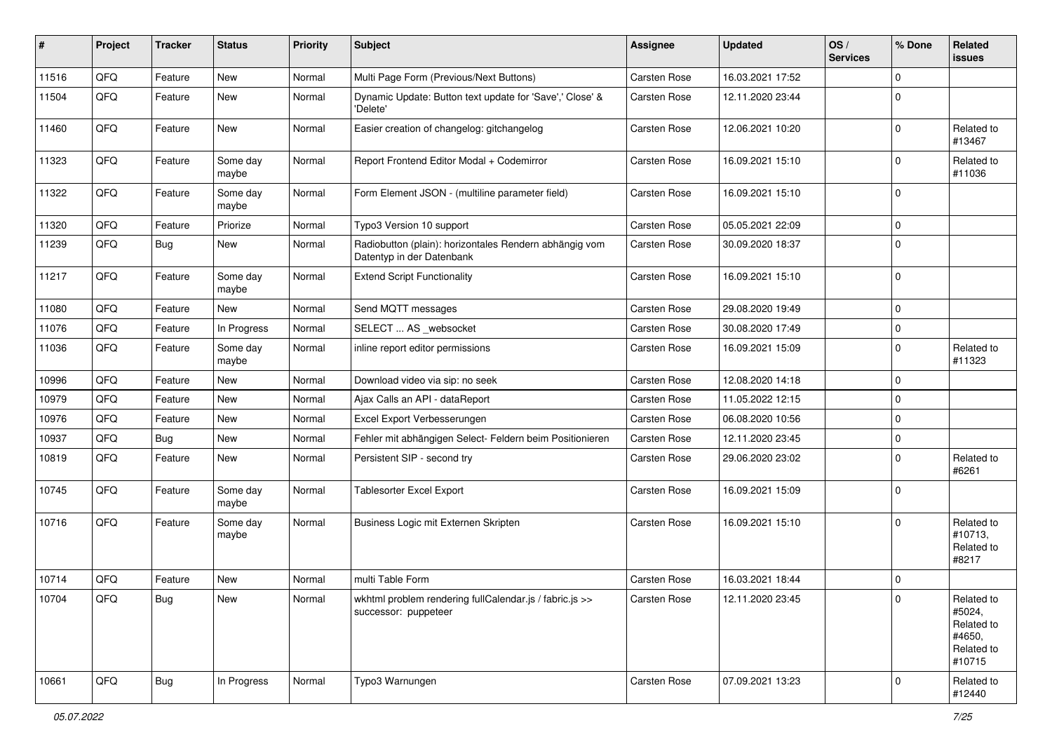| # | Project | Tracker | Status | Priority | Subject | Assignee | Updated | OS / Services | % Done | Related issues |
| --- | --- | --- | --- | --- | --- | --- | --- | --- | --- | --- |
| 11516 | QFQ | Feature | New | Normal | Multi Page Form (Previous/Next Buttons) | Carsten Rose | 16.03.2021 17:52 | | 0 | |
| 11504 | QFQ | Feature | New | Normal | Dynamic Update: Button text update for 'Save',' Close' & 'Delete' | Carsten Rose | 12.11.2020 23:44 | | 0 | |
| 11460 | QFQ | Feature | New | Normal | Easier creation of changelog: gitchangelog | Carsten Rose | 12.06.2021 10:20 | | 0 | Related to #13467 |
| 11323 | QFQ | Feature | Some day maybe | Normal | Report Frontend Editor Modal + Codemirror | Carsten Rose | 16.09.2021 15:10 | | 0 | Related to #11036 |
| 11322 | QFQ | Feature | Some day maybe | Normal | Form Element JSON - (multiline parameter field) | Carsten Rose | 16.09.2021 15:10 | | 0 | |
| 11320 | QFQ | Feature | Priorize | Normal | Typo3 Version 10 support | Carsten Rose | 05.05.2021 22:09 | | 0 | |
| 11239 | QFQ | Bug | New | Normal | Radiobutton (plain): horizontales Rendern abhängig vom Datentyp in der Datenbank | Carsten Rose | 30.09.2020 18:37 | | 0 | |
| 11217 | QFQ | Feature | Some day maybe | Normal | Extend Script Functionality | Carsten Rose | 16.09.2021 15:10 | | 0 | |
| 11080 | QFQ | Feature | New | Normal | Send MQTT messages | Carsten Rose | 29.08.2020 19:49 | | 0 | |
| 11076 | QFQ | Feature | In Progress | Normal | SELECT ... AS _websocket | Carsten Rose | 30.08.2020 17:49 | | 0 | |
| 11036 | QFQ | Feature | Some day maybe | Normal | inline report editor permissions | Carsten Rose | 16.09.2021 15:09 | | 0 | Related to #11323 |
| 10996 | QFQ | Feature | New | Normal | Download video via sip: no seek | Carsten Rose | 12.08.2020 14:18 | | 0 | |
| 10979 | QFQ | Feature | New | Normal | Ajax Calls an API - dataReport | Carsten Rose | 11.05.2022 12:15 | | 0 | |
| 10976 | QFQ | Feature | New | Normal | Excel Export Verbesserungen | Carsten Rose | 06.08.2020 10:56 | | 0 | |
| 10937 | QFQ | Bug | New | Normal | Fehler mit abhängigen Select- Feldern beim Positionieren | Carsten Rose | 12.11.2020 23:45 | | 0 | |
| 10819 | QFQ | Feature | New | Normal | Persistent SIP - second try | Carsten Rose | 29.06.2020 23:02 | | 0 | Related to #6261 |
| 10745 | QFQ | Feature | Some day maybe | Normal | Tablesorter Excel Export | Carsten Rose | 16.09.2021 15:09 | | 0 | |
| 10716 | QFQ | Feature | Some day maybe | Normal | Business Logic mit Externen Skripten | Carsten Rose | 16.09.2021 15:10 | | 0 | Related to #10713, Related to #8217 |
| 10714 | QFQ | Feature | New | Normal | multi Table Form | Carsten Rose | 16.03.2021 18:44 | | 0 | |
| 10704 | QFQ | Bug | New | Normal | wkhtml problem rendering fullCalendar.js / fabric.js >> successor: puppeteer | Carsten Rose | 12.11.2020 23:45 | | 0 | Related to #5024, Related to #4650, Related to #10715 |
| 10661 | QFQ | Bug | In Progress | Normal | Typo3 Warnungen | Carsten Rose | 07.09.2021 13:23 | | 0 | Related to #12440 |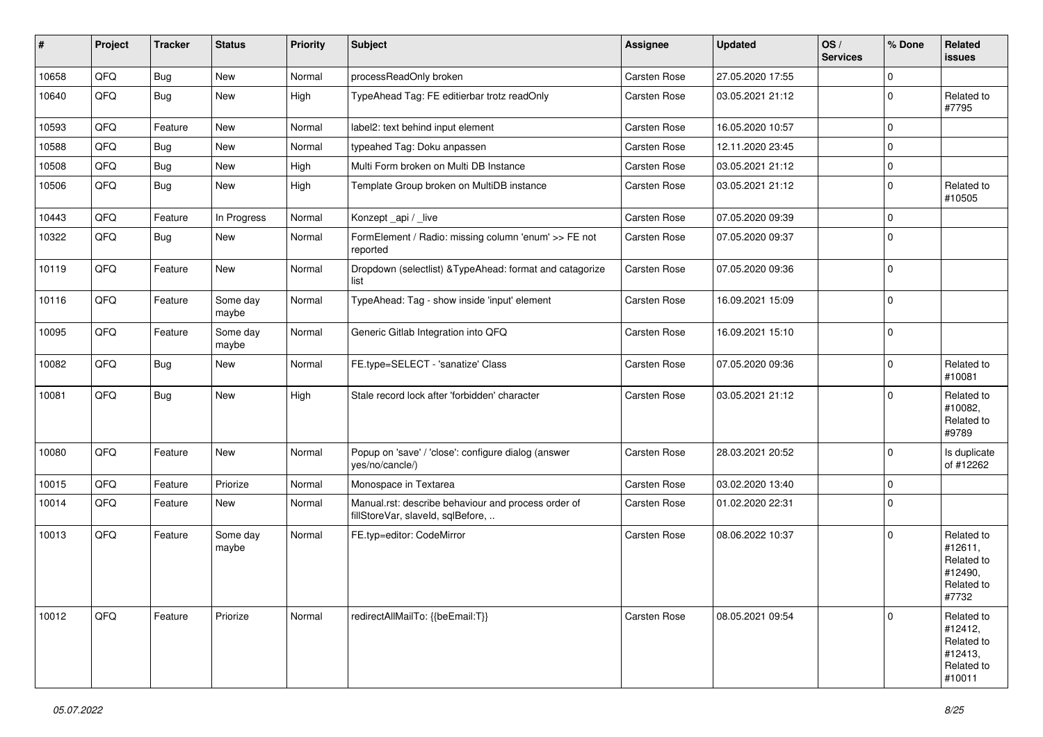| # | Project | Tracker | Status | Priority | Subject | Assignee | Updated | OS / Services | % Done | Related issues |
|---|---|---|---|---|---|---|---|---|---|---|
| 10658 | QFQ | Bug | New | Normal | processReadOnly broken | Carsten Rose | 27.05.2020 17:55 | | 0 | |
| 10640 | QFQ | Bug | New | High | TypeAhead Tag: FE editierbar trotz readOnly | Carsten Rose | 03.05.2021 21:12 | | 0 | Related to #7795 |
| 10593 | QFQ | Feature | New | Normal | label2: text behind input element | Carsten Rose | 16.05.2020 10:57 | | 0 | |
| 10588 | QFQ | Bug | New | Normal | typeahed Tag: Doku anpassen | Carsten Rose | 12.11.2020 23:45 | | 0 | |
| 10508 | QFQ | Bug | New | High | Multi Form broken on Multi DB Instance | Carsten Rose | 03.05.2021 21:12 | | 0 | |
| 10506 | QFQ | Bug | New | High | Template Group broken on MultiDB instance | Carsten Rose | 03.05.2021 21:12 | | 0 | Related to #10505 |
| 10443 | QFQ | Feature | In Progress | Normal | Konzept _api / _live | Carsten Rose | 07.05.2020 09:39 | | 0 | |
| 10322 | QFQ | Bug | New | Normal | FormElement / Radio: missing column 'enum' >> FE not reported | Carsten Rose | 07.05.2020 09:37 | | 0 | |
| 10119 | QFQ | Feature | New | Normal | Dropdown (selectlist) &TypeAhead: format and catagorize list | Carsten Rose | 07.05.2020 09:36 | | 0 | |
| 10116 | QFQ | Feature | Some day maybe | Normal | TypeAhead: Tag - show inside 'input' element | Carsten Rose | 16.09.2021 15:09 | | 0 | |
| 10095 | QFQ | Feature | Some day maybe | Normal | Generic Gitlab Integration into QFQ | Carsten Rose | 16.09.2021 15:10 | | 0 | |
| 10082 | QFQ | Bug | New | Normal | FE.type=SELECT - 'sanatize' Class | Carsten Rose | 07.05.2020 09:36 | | 0 | Related to #10081 |
| 10081 | QFQ | Bug | New | High | Stale record lock after 'forbidden' character | Carsten Rose | 03.05.2021 21:12 | | 0 | Related to #10082, Related to #9789 |
| 10080 | QFQ | Feature | New | Normal | Popup on 'save' / 'close': configure dialog (answer yes/no/cancle/) | Carsten Rose | 28.03.2021 20:52 | | 0 | Is duplicate of #12262 |
| 10015 | QFQ | Feature | Priorize | Normal | Monospace in Textarea | Carsten Rose | 03.02.2020 13:40 | | 0 | |
| 10014 | QFQ | Feature | New | Normal | Manual.rst: describe behaviour and process order of fillStoreVar, slaveId, sqlBefore, .. | Carsten Rose | 01.02.2020 22:31 | | 0 | |
| 10013 | QFQ | Feature | Some day maybe | Normal | FE.typ=editor: CodeMirror | Carsten Rose | 08.06.2022 10:37 | | 0 | Related to #12611, Related to #12490, Related to #7732 |
| 10012 | QFQ | Feature | Priorize | Normal | redirectAllMailTo: {{beEmail:T}} | Carsten Rose | 08.05.2021 09:54 | | 0 | Related to #12412, Related to #12413, Related to #10011 |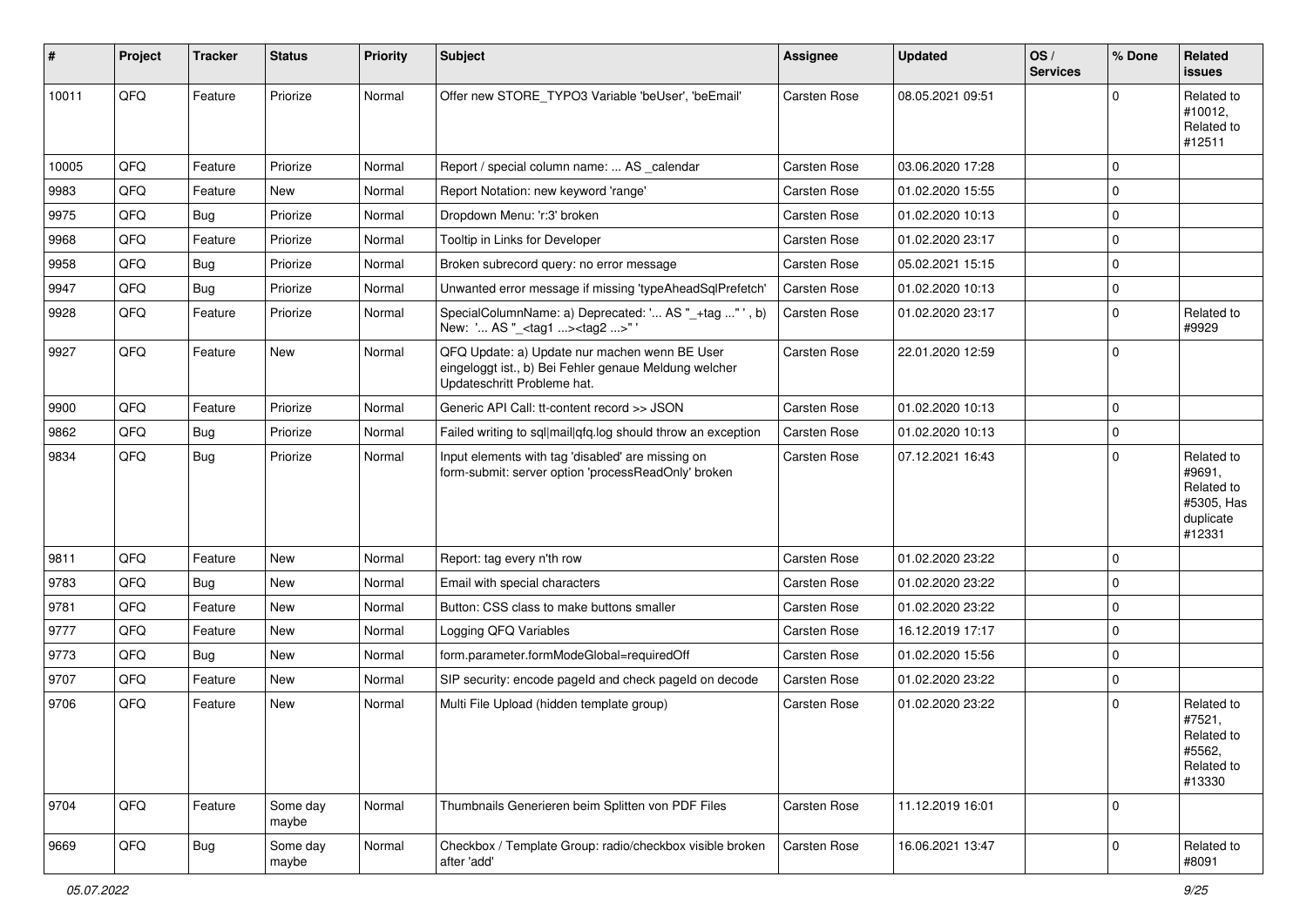| # | Project | Tracker | Status | Priority | Subject | Assignee | Updated | OS / Services | % Done | Related issues |
|---|---|---|---|---|---|---|---|---|---|---|
| 10011 | QFQ | Feature | Priorize | Normal | Offer new STORE_TYPO3 Variable 'beUser', 'beEmail' | Carsten Rose | 08.05.2021 09:51 | | 0 | Related to #10012, Related to #12511 |
| 10005 | QFQ | Feature | Priorize | Normal | Report / special column name: ... AS _calendar | Carsten Rose | 03.06.2020 17:28 | | 0 | |
| 9983 | QFQ | Feature | New | Normal | Report Notation: new keyword 'range' | Carsten Rose | 01.02.2020 15:55 | | 0 | |
| 9975 | QFQ | Bug | Priorize | Normal | Dropdown Menu: 'r:3' broken | Carsten Rose | 01.02.2020 10:13 | | 0 | |
| 9968 | QFQ | Feature | Priorize | Normal | Tooltip in Links for Developer | Carsten Rose | 01.02.2020 23:17 | | 0 | |
| 9958 | QFQ | Bug | Priorize | Normal | Broken subrecord query: no error message | Carsten Rose | 05.02.2021 15:15 | | 0 | |
| 9947 | QFQ | Bug | Priorize | Normal | Unwanted error message if missing 'typeAheadSqlPrefetch' | Carsten Rose | 01.02.2020 10:13 | | 0 | |
| 9928 | QFQ | Feature | Priorize | Normal | SpecialColumnName: a) Deprecated: '... AS "_+tag ..." ', b) New: '... AS "_<tag1 ...><tag2 ...>" ' | Carsten Rose | 01.02.2020 23:17 | | 0 | Related to #9929 |
| 9927 | QFQ | Feature | New | Normal | QFQ Update: a) Update nur machen wenn BE User eingeloggt ist., b) Bei Fehler genaue Meldung welcher Updateschritt Probleme hat. | Carsten Rose | 22.01.2020 12:59 | | 0 | |
| 9900 | QFQ | Feature | Priorize | Normal | Generic API Call: tt-content record >> JSON | Carsten Rose | 01.02.2020 10:13 | | 0 | |
| 9862 | QFQ | Bug | Priorize | Normal | Failed writing to sql\|mail\|qfq.log should throw an exception | Carsten Rose | 01.02.2020 10:13 | | 0 | |
| 9834 | QFQ | Bug | Priorize | Normal | Input elements with tag 'disabled' are missing on form-submit: server option 'processReadOnly' broken | Carsten Rose | 07.12.2021 16:43 | | 0 | Related to #9691, Related to #5305, Has duplicate #12331 |
| 9811 | QFQ | Feature | New | Normal | Report: tag every n'th row | Carsten Rose | 01.02.2020 23:22 | | 0 | |
| 9783 | QFQ | Bug | New | Normal | Email with special characters | Carsten Rose | 01.02.2020 23:22 | | 0 | |
| 9781 | QFQ | Feature | New | Normal | Button: CSS class to make buttons smaller | Carsten Rose | 01.02.2020 23:22 | | 0 | |
| 9777 | QFQ | Feature | New | Normal | Logging QFQ Variables | Carsten Rose | 16.12.2019 17:17 | | 0 | |
| 9773 | QFQ | Bug | New | Normal | form.parameter.formModeGlobal=requiredOff | Carsten Rose | 01.02.2020 15:56 | | 0 | |
| 9707 | QFQ | Feature | New | Normal | SIP security: encode pageId and check pageId on decode | Carsten Rose | 01.02.2020 23:22 | | 0 | |
| 9706 | QFQ | Feature | New | Normal | Multi File Upload (hidden template group) | Carsten Rose | 01.02.2020 23:22 | | 0 | Related to #7521, Related to #5562, Related to #13330 |
| 9704 | QFQ | Feature | Some day maybe | Normal | Thumbnails Generieren beim Splitten von PDF Files | Carsten Rose | 11.12.2019 16:01 | | 0 | |
| 9669 | QFQ | Bug | Some day maybe | Normal | Checkbox / Template Group: radio/checkbox visible broken after 'add' | Carsten Rose | 16.06.2021 13:47 | | 0 | Related to #8091 |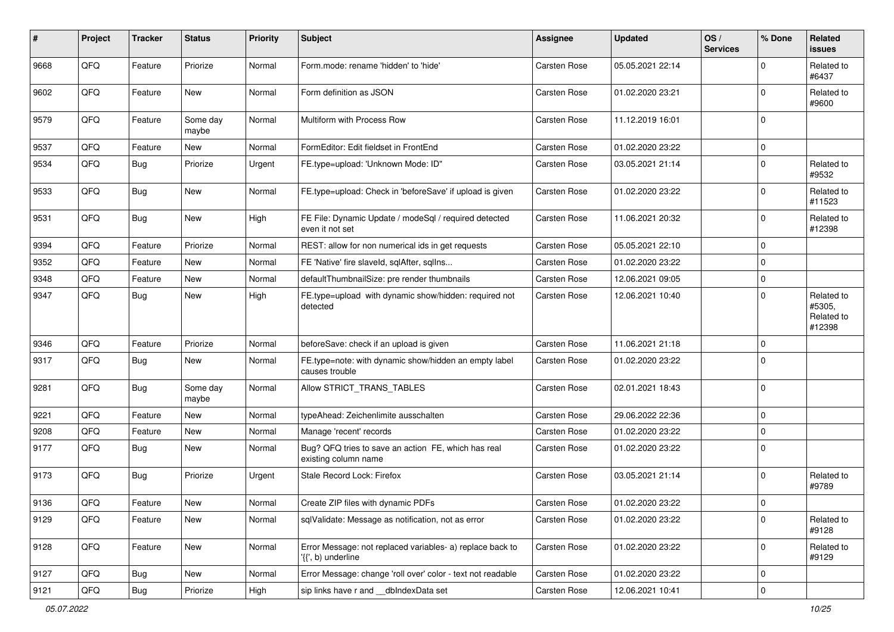| # | Project | Tracker | Status | Priority | Subject | Assignee | Updated | OS / Services | % Done | Related issues |
|---|---|---|---|---|---|---|---|---|---|---|
| 9668 | QFQ | Feature | Priorize | Normal | Form.mode: rename 'hidden' to 'hide' | Carsten Rose | 05.05.2021 22:14 | | 0 | Related to #6437 |
| 9602 | QFQ | Feature | New | Normal | Form definition as JSON | Carsten Rose | 01.02.2020 23:21 | | 0 | Related to #9600 |
| 9579 | QFQ | Feature | Some day maybe | Normal | Multiform with Process Row | Carsten Rose | 11.12.2019 16:01 | | 0 | |
| 9537 | QFQ | Feature | New | Normal | FormEditor: Edit fieldset in FrontEnd | Carsten Rose | 01.02.2020 23:22 | | 0 | |
| 9534 | QFQ | Bug | Priorize | Urgent | FE.type=upload: 'Unknown Mode: ID" | Carsten Rose | 03.05.2021 21:14 | | 0 | Related to #9532 |
| 9533 | QFQ | Bug | New | Normal | FE.type=upload: Check in 'beforeSave' if upload is given | Carsten Rose | 01.02.2020 23:22 | | 0 | Related to #11523 |
| 9531 | QFQ | Bug | New | High | FE File: Dynamic Update / modeSql / required detected even it not set | Carsten Rose | 11.06.2021 20:32 | | 0 | Related to #12398 |
| 9394 | QFQ | Feature | Priorize | Normal | REST: allow for non numerical ids in get requests | Carsten Rose | 05.05.2021 22:10 | | 0 | |
| 9352 | QFQ | Feature | New | Normal | FE 'Native' fire slaveId, sqlAfter, sqlIns... | Carsten Rose | 01.02.2020 23:22 | | 0 | |
| 9348 | QFQ | Feature | New | Normal | defaultThumbnailSize: pre render thumbnails | Carsten Rose | 12.06.2021 09:05 | | 0 | |
| 9347 | QFQ | Bug | New | High | FE.type=upload with dynamic show/hidden: required not detected | Carsten Rose | 12.06.2021 10:40 | | 0 | Related to #5305, Related to #12398 |
| 9346 | QFQ | Feature | Priorize | Normal | beforeSave: check if an upload is given | Carsten Rose | 11.06.2021 21:18 | | 0 | |
| 9317 | QFQ | Bug | New | Normal | FE.type=note: with dynamic show/hidden an empty label causes trouble | Carsten Rose | 01.02.2020 23:22 | | 0 | |
| 9281 | QFQ | Bug | Some day maybe | Normal | Allow STRICT_TRANS_TABLES | Carsten Rose | 02.01.2021 18:43 | | 0 | |
| 9221 | QFQ | Feature | New | Normal | typeAhead: Zeichenlimite ausschalten | Carsten Rose | 29.06.2022 22:36 | | 0 | |
| 9208 | QFQ | Feature | New | Normal | Manage 'recent' records | Carsten Rose | 01.02.2020 23:22 | | 0 | |
| 9177 | QFQ | Bug | New | Normal | Bug? QFQ tries to save an action FE, which has real existing column name | Carsten Rose | 01.02.2020 23:22 | | 0 | |
| 9173 | QFQ | Bug | Priorize | Urgent | Stale Record Lock: Firefox | Carsten Rose | 03.05.2021 21:14 | | 0 | Related to #9789 |
| 9136 | QFQ | Feature | New | Normal | Create ZIP files with dynamic PDFs | Carsten Rose | 01.02.2020 23:22 | | 0 | |
| 9129 | QFQ | Feature | New | Normal | sqlValidate: Message as notification, not as error | Carsten Rose | 01.02.2020 23:22 | | 0 | Related to #9128 |
| 9128 | QFQ | Feature | New | Normal | Error Message: not replaced variables- a) replace back to '{{', b) underline | Carsten Rose | 01.02.2020 23:22 | | 0 | Related to #9129 |
| 9127 | QFQ | Bug | New | Normal | Error Message: change 'roll over' color - text not readable | Carsten Rose | 01.02.2020 23:22 | | 0 | |
| 9121 | QFQ | Bug | Priorize | High | sip links have r and __dbIndexData set | Carsten Rose | 12.06.2021 10:41 | | 0 | |

*05.07.2022*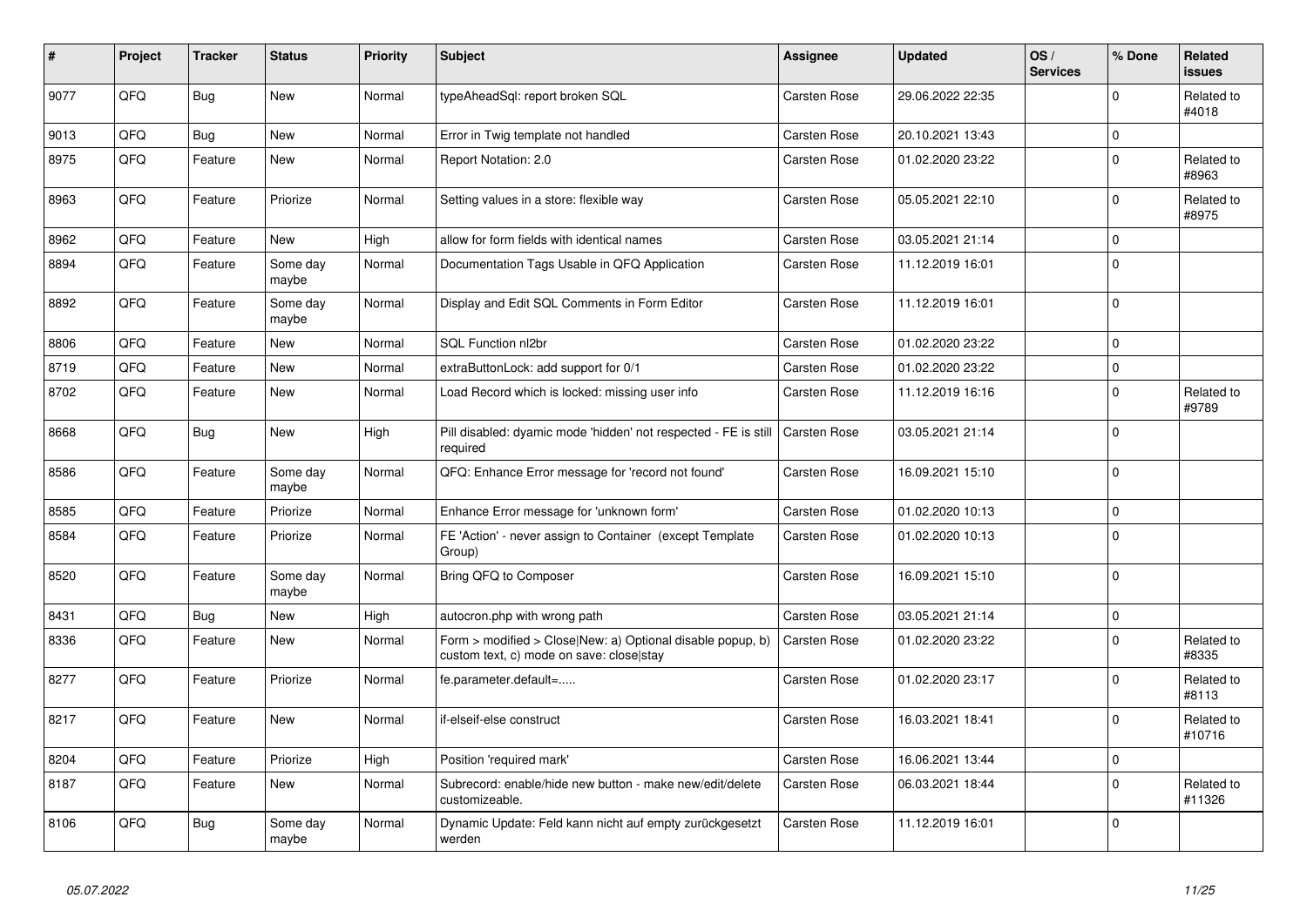| # | Project | Tracker | Status | Priority | Subject | Assignee | Updated | OS / Services | % Done | Related issues |
|---|---|---|---|---|---|---|---|---|---|---|
| 9077 | QFQ | Bug | New | Normal | typeAheadSql: report broken SQL | Carsten Rose | 29.06.2022 22:35 | | 0 | Related to #4018 |
| 9013 | QFQ | Bug | New | Normal | Error in Twig template not handled | Carsten Rose | 20.10.2021 13:43 | | 0 | |
| 8975 | QFQ | Feature | New | Normal | Report Notation: 2.0 | Carsten Rose | 01.02.2020 23:22 | | 0 | Related to #8963 |
| 8963 | QFQ | Feature | Priorize | Normal | Setting values in a store: flexible way | Carsten Rose | 05.05.2021 22:10 | | 0 | Related to #8975 |
| 8962 | QFQ | Feature | New | High | allow for form fields with identical names | Carsten Rose | 03.05.2021 21:14 | | 0 | |
| 8894 | QFQ | Feature | Some day maybe | Normal | Documentation Tags Usable in QFQ Application | Carsten Rose | 11.12.2019 16:01 | | 0 | |
| 8892 | QFQ | Feature | Some day maybe | Normal | Display and Edit SQL Comments in Form Editor | Carsten Rose | 11.12.2019 16:01 | | 0 | |
| 8806 | QFQ | Feature | New | Normal | SQL Function nl2br | Carsten Rose | 01.02.2020 23:22 | | 0 | |
| 8719 | QFQ | Feature | New | Normal | extraButtonLock: add support for 0/1 | Carsten Rose | 01.02.2020 23:22 | | 0 | |
| 8702 | QFQ | Feature | New | Normal | Load Record which is locked: missing user info | Carsten Rose | 11.12.2019 16:16 | | 0 | Related to #9789 |
| 8668 | QFQ | Bug | New | High | Pill disabled: dyamic mode 'hidden' not respected - FE is still required | Carsten Rose | 03.05.2021 21:14 | | 0 | |
| 8586 | QFQ | Feature | Some day maybe | Normal | QFQ: Enhance Error message for 'record not found' | Carsten Rose | 16.09.2021 15:10 | | 0 | |
| 8585 | QFQ | Feature | Priorize | Normal | Enhance Error message for 'unknown form' | Carsten Rose | 01.02.2020 10:13 | | 0 | |
| 8584 | QFQ | Feature | Priorize | Normal | FE 'Action' - never assign to Container (except Template Group) | Carsten Rose | 01.02.2020 10:13 | | 0 | |
| 8520 | QFQ | Feature | Some day maybe | Normal | Bring QFQ to Composer | Carsten Rose | 16.09.2021 15:10 | | 0 | |
| 8431 | QFQ | Bug | New | High | autocron.php with wrong path | Carsten Rose | 03.05.2021 21:14 | | 0 | |
| 8336 | QFQ | Feature | New | Normal | Form > modified > Close\|New: a) Optional disable popup, b) custom text, c) mode on save: close\|stay | Carsten Rose | 01.02.2020 23:22 | | 0 | Related to #8335 |
| 8277 | QFQ | Feature | Priorize | Normal | fe.parameter.default=..... | Carsten Rose | 01.02.2020 23:17 | | 0 | Related to #8113 |
| 8217 | QFQ | Feature | New | Normal | if-elseif-else construct | Carsten Rose | 16.03.2021 18:41 | | 0 | Related to #10716 |
| 8204 | QFQ | Feature | Priorize | High | Position 'required mark' | Carsten Rose | 16.06.2021 13:44 | | 0 | |
| 8187 | QFQ | Feature | New | Normal | Subrecord: enable/hide new button - make new/edit/delete customizeable. | Carsten Rose | 06.03.2021 18:44 | | 0 | Related to #11326 |
| 8106 | QFQ | Bug | Some day maybe | Normal | Dynamic Update: Feld kann nicht auf empty zurückgesetzt werden | Carsten Rose | 11.12.2019 16:01 | | 0 | |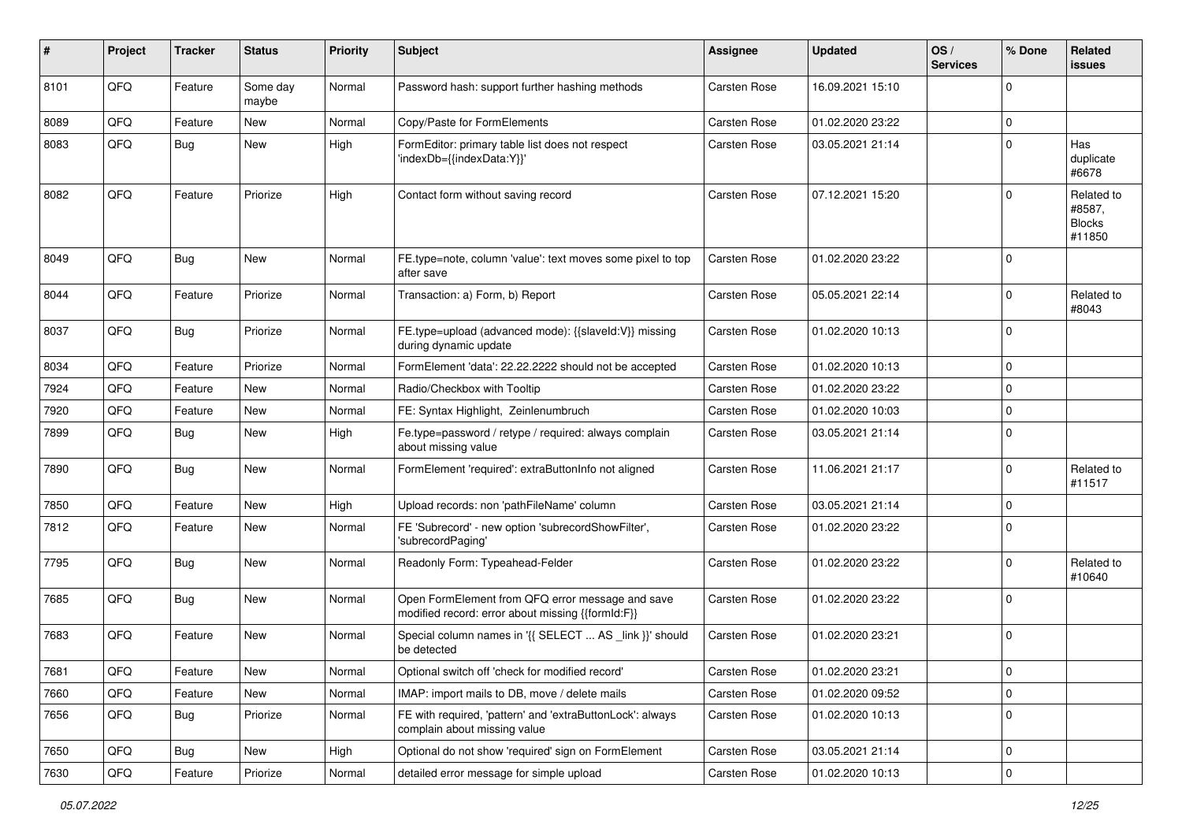| # | Project | Tracker | Status | Priority | Subject | Assignee | Updated | OS / Services | % Done | Related issues |
|---|---|---|---|---|---|---|---|---|---|---|
| 8101 | QFQ | Feature | Some day maybe | Normal | Password hash: support further hashing methods | Carsten Rose | 16.09.2021 15:10 | | 0 | |
| 8089 | QFQ | Feature | New | Normal | Copy/Paste for FormElements | Carsten Rose | 01.02.2020 23:22 | | 0 | |
| 8083 | QFQ | Bug | New | High | FormEditor: primary table list does not respect 'indexDb={{indexData:Y}}' | Carsten Rose | 03.05.2021 21:14 | | 0 | Has duplicate #6678 |
| 8082 | QFQ | Feature | Priorize | High | Contact form without saving record | Carsten Rose | 07.12.2021 15:20 | | 0 | Related to #8587, Blocks #11850 |
| 8049 | QFQ | Bug | New | Normal | FE.type=note, column 'value': text moves some pixel to top after save | Carsten Rose | 01.02.2020 23:22 | | 0 | |
| 8044 | QFQ | Feature | Priorize | Normal | Transaction: a) Form, b) Report | Carsten Rose | 05.05.2021 22:14 | | 0 | Related to #8043 |
| 8037 | QFQ | Bug | Priorize | Normal | FE.type=upload (advanced mode): {{slaveId:V}} missing during dynamic update | Carsten Rose | 01.02.2020 10:13 | | 0 | |
| 8034 | QFQ | Feature | Priorize | Normal | FormElement 'data': 22.22.2222 should not be accepted | Carsten Rose | 01.02.2020 10:13 | | 0 | |
| 7924 | QFQ | Feature | New | Normal | Radio/Checkbox with Tooltip | Carsten Rose | 01.02.2020 23:22 | | 0 | |
| 7920 | QFQ | Feature | New | Normal | FE: Syntax Highlight, Zeinlenumbruch | Carsten Rose | 01.02.2020 10:03 | | 0 | |
| 7899 | QFQ | Bug | New | High | Fe.type=password / retype / required: always complain about missing value | Carsten Rose | 03.05.2021 21:14 | | 0 | |
| 7890 | QFQ | Bug | New | Normal | FormElement 'required': extraButtonInfo not aligned | Carsten Rose | 11.06.2021 21:17 | | 0 | Related to #11517 |
| 7850 | QFQ | Feature | New | High | Upload records: non 'pathFileName' column | Carsten Rose | 03.05.2021 21:14 | | 0 | |
| 7812 | QFQ | Feature | New | Normal | FE 'Subrecord' - new option 'subrecordShowFilter', 'subrecordPaging' | Carsten Rose | 01.02.2020 23:22 | | 0 | |
| 7795 | QFQ | Bug | New | Normal | Readonly Form: Typeahead-Felder | Carsten Rose | 01.02.2020 23:22 | | 0 | Related to #10640 |
| 7685 | QFQ | Bug | New | Normal | Open FormElement from QFQ error message and save modified record: error about missing {{formId:F}} | Carsten Rose | 01.02.2020 23:22 | | 0 | |
| 7683 | QFQ | Feature | New | Normal | Special column names in '{{ SELECT ... AS _link }}' should be detected | Carsten Rose | 01.02.2020 23:21 | | 0 | |
| 7681 | QFQ | Feature | New | Normal | Optional switch off 'check for modified record' | Carsten Rose | 01.02.2020 23:21 | | 0 | |
| 7660 | QFQ | Feature | New | Normal | IMAP: import mails to DB, move / delete mails | Carsten Rose | 01.02.2020 09:52 | | 0 | |
| 7656 | QFQ | Bug | Priorize | Normal | FE with required, 'pattern' and 'extraButtonLock': always complain about missing value | Carsten Rose | 01.02.2020 10:13 | | 0 | |
| 7650 | QFQ | Bug | New | High | Optional do not show 'required' sign on FormElement | Carsten Rose | 03.05.2021 21:14 | | 0 | |
| 7630 | QFQ | Feature | Priorize | Normal | detailed error message for simple upload | Carsten Rose | 01.02.2020 10:13 | | 0 | |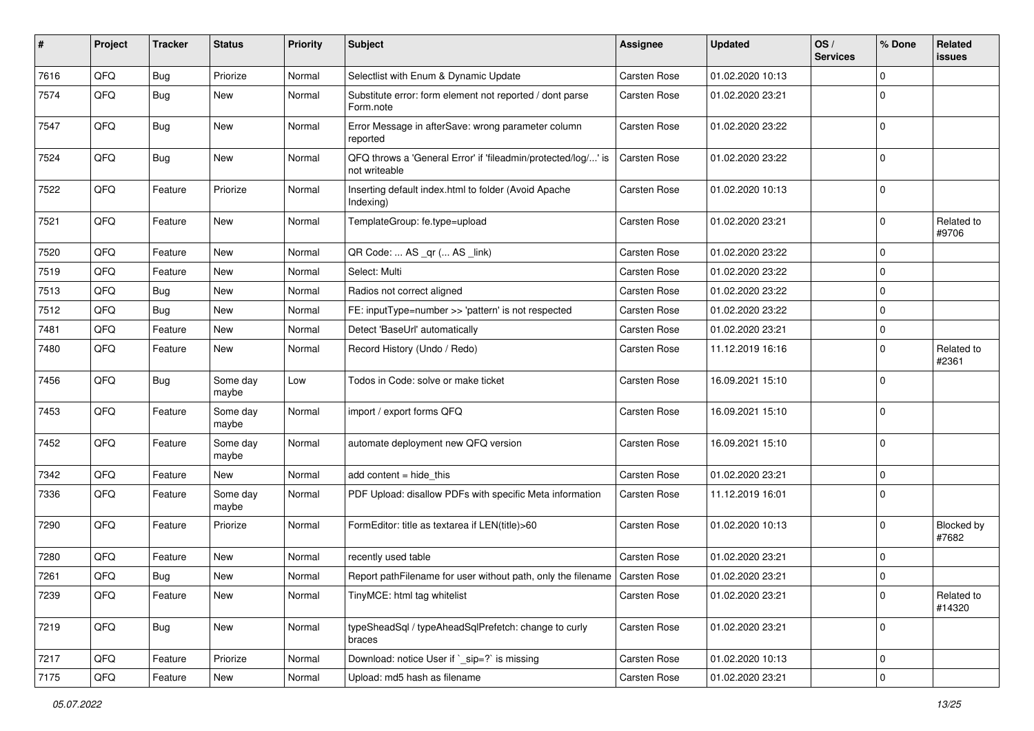| # | Project | Tracker | Status | Priority | Subject | Assignee | Updated | OS / Services | % Done | Related issues |
|---|---|---|---|---|---|---|---|---|---|---|
| 7616 | QFQ | Bug | Priorize | Normal | Selectlist with Enum & Dynamic Update | Carsten Rose | 01.02.2020 10:13 | | 0 | |
| 7574 | QFQ | Bug | New | Normal | Substitute error: form element not reported / dont parse Form.note | Carsten Rose | 01.02.2020 23:21 | | 0 | |
| 7547 | QFQ | Bug | New | Normal | Error Message in afterSave: wrong parameter column reported | Carsten Rose | 01.02.2020 23:22 | | 0 | |
| 7524 | QFQ | Bug | New | Normal | QFQ throws a 'General Error' if 'fileadmin/protected/log/...' is not writeable | Carsten Rose | 01.02.2020 23:22 | | 0 | |
| 7522 | QFQ | Feature | Priorize | Normal | Inserting default index.html to folder (Avoid Apache Indexing) | Carsten Rose | 01.02.2020 10:13 | | 0 | |
| 7521 | QFQ | Feature | New | Normal | TemplateGroup: fe.type=upload | Carsten Rose | 01.02.2020 23:21 | | 0 | Related to #9706 |
| 7520 | QFQ | Feature | New | Normal | QR Code: ... AS _qr (... AS _link) | Carsten Rose | 01.02.2020 23:22 | | 0 | |
| 7519 | QFQ | Feature | New | Normal | Select: Multi | Carsten Rose | 01.02.2020 23:22 | | 0 | |
| 7513 | QFQ | Bug | New | Normal | Radios not correct aligned | Carsten Rose | 01.02.2020 23:22 | | 0 | |
| 7512 | QFQ | Bug | New | Normal | FE: inputType=number >> 'pattern' is not respected | Carsten Rose | 01.02.2020 23:22 | | 0 | |
| 7481 | QFQ | Feature | New | Normal | Detect 'BaseUrl' automatically | Carsten Rose | 01.02.2020 23:21 | | 0 | |
| 7480 | QFQ | Feature | New | Normal | Record History (Undo / Redo) | Carsten Rose | 11.12.2019 16:16 | | 0 | Related to #2361 |
| 7456 | QFQ | Bug | Some day maybe | Low | Todos in Code: solve or make ticket | Carsten Rose | 16.09.2021 15:10 | | 0 | |
| 7453 | QFQ | Feature | Some day maybe | Normal | import / export forms QFQ | Carsten Rose | 16.09.2021 15:10 | | 0 | |
| 7452 | QFQ | Feature | Some day maybe | Normal | automate deployment new QFQ version | Carsten Rose | 16.09.2021 15:10 | | 0 | |
| 7342 | QFQ | Feature | New | Normal | add content = hide_this | Carsten Rose | 01.02.2020 23:21 | | 0 | |
| 7336 | QFQ | Feature | Some day maybe | Normal | PDF Upload: disallow PDFs with specific Meta information | Carsten Rose | 11.12.2019 16:01 | | 0 | |
| 7290 | QFQ | Feature | Priorize | Normal | FormEditor: title as textarea if LEN(title)>60 | Carsten Rose | 01.02.2020 10:13 | | 0 | Blocked by #7682 |
| 7280 | QFQ | Feature | New | Normal | recently used table | Carsten Rose | 01.02.2020 23:21 | | 0 | |
| 7261 | QFQ | Bug | New | Normal | Report pathFilename for user without path, only the filename | Carsten Rose | 01.02.2020 23:21 | | 0 | |
| 7239 | QFQ | Feature | New | Normal | TinyMCE: html tag whitelist | Carsten Rose | 01.02.2020 23:21 | | 0 | Related to #14320 |
| 7219 | QFQ | Bug | New | Normal | typeSheadSql / typeAheadSqlPrefetch: change to curly braces | Carsten Rose | 01.02.2020 23:21 | | 0 | |
| 7217 | QFQ | Feature | Priorize | Normal | Download: notice User if `_sip=?` is missing | Carsten Rose | 01.02.2020 10:13 | | 0 | |
| 7175 | QFQ | Feature | New | Normal | Upload: md5 hash as filename | Carsten Rose | 01.02.2020 23:21 | | 0 | |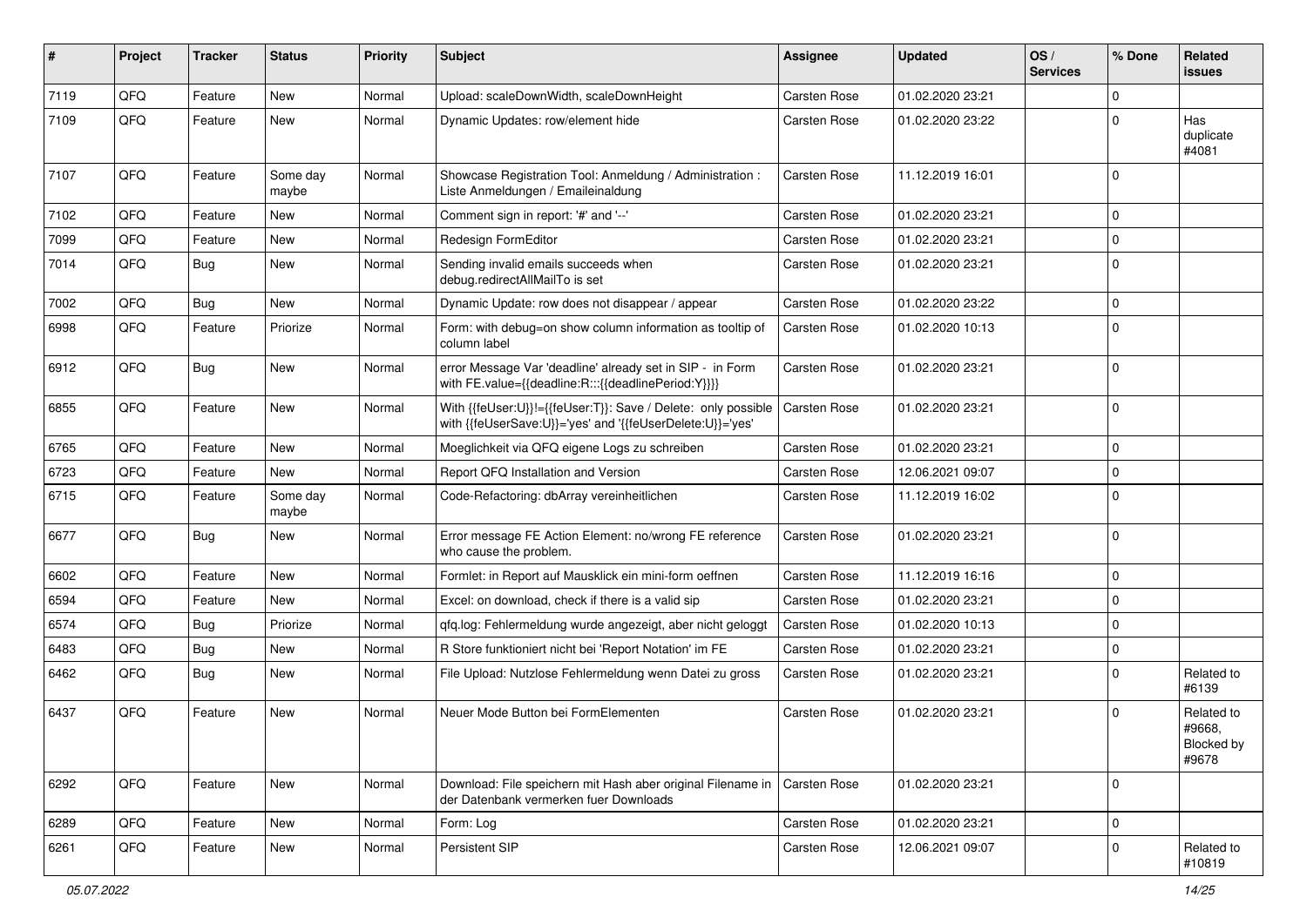| # | Project | Tracker | Status | Priority | Subject | Assignee | Updated | OS / Services | % Done | Related issues |
|---|---|---|---|---|---|---|---|---|---|---|
| 7119 | QFQ | Feature | New | Normal | Upload: scaleDownWidth, scaleDownHeight | Carsten Rose | 01.02.2020 23:21 | | 0 | |
| 7109 | QFQ | Feature | New | Normal | Dynamic Updates: row/element hide | Carsten Rose | 01.02.2020 23:22 | | 0 | Has duplicate #4081 |
| 7107 | QFQ | Feature | Some day maybe | Normal | Showcase Registration Tool: Anmeldung / Administration : Liste Anmeldungen / Emaileinaldung | Carsten Rose | 11.12.2019 16:01 | | 0 | |
| 7102 | QFQ | Feature | New | Normal | Comment sign in report: '#' and '--' | Carsten Rose | 01.02.2020 23:21 | | 0 | |
| 7099 | QFQ | Feature | New | Normal | Redesign FormEditor | Carsten Rose | 01.02.2020 23:21 | | 0 | |
| 7014 | QFQ | Bug | New | Normal | Sending invalid emails succeeds when debug.redirectAllMailTo is set | Carsten Rose | 01.02.2020 23:21 | | 0 | |
| 7002 | QFQ | Bug | New | Normal | Dynamic Update: row does not disappear / appear | Carsten Rose | 01.02.2020 23:22 | | 0 | |
| 6998 | QFQ | Feature | Priorize | Normal | Form: with debug=on show column information as tooltip of column label | Carsten Rose | 01.02.2020 10:13 | | 0 | |
| 6912 | QFQ | Bug | New | Normal | error Message Var 'deadline' already set in SIP - in Form with FE.value={{deadline:R:::{{deadlinePeriod:Y}}}} | Carsten Rose | 01.02.2020 23:21 | | 0 | |
| 6855 | QFQ | Feature | New | Normal | With {{feUser:U}}!={{feUser:T}}: Save / Delete: only possible with {{feUserSave:U}}='yes' and '{{feUserDelete:U}}='yes' | Carsten Rose | 01.02.2020 23:21 | | 0 | |
| 6765 | QFQ | Feature | New | Normal | Moeglichkeit via QFQ eigene Logs zu schreiben | Carsten Rose | 01.02.2020 23:21 | | 0 | |
| 6723 | QFQ | Feature | New | Normal | Report QFQ Installation and Version | Carsten Rose | 12.06.2021 09:07 | | 0 | |
| 6715 | QFQ | Feature | Some day maybe | Normal | Code-Refactoring: dbArray vereinheitlichen | Carsten Rose | 11.12.2019 16:02 | | 0 | |
| 6677 | QFQ | Bug | New | Normal | Error message FE Action Element: no/wrong FE reference who cause the problem. | Carsten Rose | 01.02.2020 23:21 | | 0 | |
| 6602 | QFQ | Feature | New | Normal | Formlet: in Report auf Mausklick ein mini-form oeffnen | Carsten Rose | 11.12.2019 16:16 | | 0 | |
| 6594 | QFQ | Feature | New | Normal | Excel: on download, check if there is a valid sip | Carsten Rose | 01.02.2020 23:21 | | 0 | |
| 6574 | QFQ | Bug | Priorize | Normal | qfq.log: Fehlermeldung wurde angezeigt, aber nicht geloggt | Carsten Rose | 01.02.2020 10:13 | | 0 | |
| 6483 | QFQ | Bug | New | Normal | R Store funktioniert nicht bei 'Report Notation' im FE | Carsten Rose | 01.02.2020 23:21 | | 0 | |
| 6462 | QFQ | Bug | New | Normal | File Upload: Nutzlose Fehlermeldung wenn Datei zu gross | Carsten Rose | 01.02.2020 23:21 | | 0 | Related to #6139 |
| 6437 | QFQ | Feature | New | Normal | Neuer Mode Button bei FormElementen | Carsten Rose | 01.02.2020 23:21 | | 0 | Related to #9668, Blocked by #9678 |
| 6292 | QFQ | Feature | New | Normal | Download: File speichern mit Hash aber original Filename in der Datenbank vermerken fuer Downloads | Carsten Rose | 01.02.2020 23:21 | | 0 | |
| 6289 | QFQ | Feature | New | Normal | Form: Log | Carsten Rose | 01.02.2020 23:21 | | 0 | |
| 6261 | QFQ | Feature | New | Normal | Persistent SIP | Carsten Rose | 12.06.2021 09:07 | | 0 | Related to #10819 |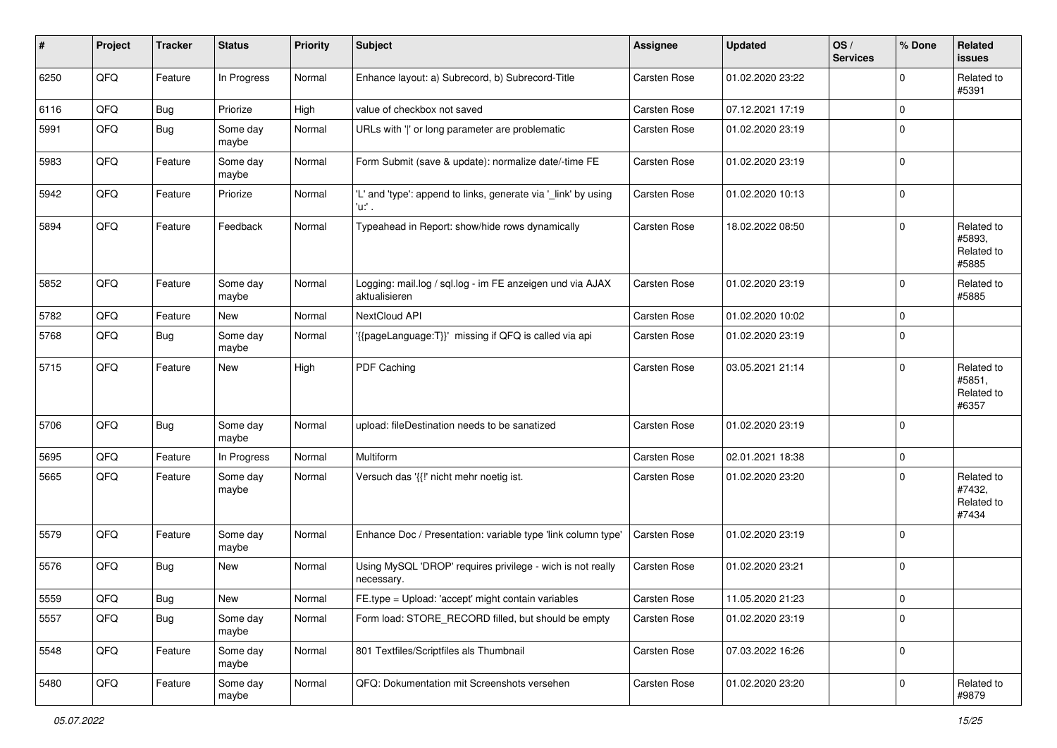| # | Project | Tracker | Status | Priority | Subject | Assignee | Updated | OS / Services | % Done | Related issues |
|---|---|---|---|---|---|---|---|---|---|---|
| 6250 | QFQ | Feature | In Progress | Normal | Enhance layout: a) Subrecord, b) Subrecord-Title | Carsten Rose | 01.02.2020 23:22 | | 0 | Related to #5391 |
| 6116 | QFQ | Bug | Priorize | High | value of checkbox not saved | Carsten Rose | 07.12.2021 17:19 | | 0 | |
| 5991 | QFQ | Bug | Some day maybe | Normal | URLs with ' ' or long parameter are problematic | Carsten Rose | 01.02.2020 23:19 | | 0 | |
| 5983 | QFQ | Feature | Some day maybe | Normal | Form Submit (save & update): normalize date/-time FE | Carsten Rose | 01.02.2020 23:19 | | 0 | |
| 5942 | QFQ | Feature | Priorize | Normal | 'L' and 'type': append to links, generate via '_link' by using 'u:' . | Carsten Rose | 01.02.2020 10:13 | | 0 | |
| 5894 | QFQ | Feature | Feedback | Normal | Typeahead in Report: show/hide rows dynamically | Carsten Rose | 18.02.2022 08:50 | | 0 | Related to #5893, Related to #5885 |
| 5852 | QFQ | Feature | Some day maybe | Normal | Logging: mail.log / sql.log - im FE anzeigen und via AJAX aktualisieren | Carsten Rose | 01.02.2020 23:19 | | 0 | Related to #5885 |
| 5782 | QFQ | Feature | New | Normal | NextCloud API | Carsten Rose | 01.02.2020 10:02 | | 0 | |
| 5768 | QFQ | Bug | Some day maybe | Normal | '{{pageLanguage:T}}' missing if QFQ is called via api | Carsten Rose | 01.02.2020 23:19 | | 0 | |
| 5715 | QFQ | Feature | New | High | PDF Caching | Carsten Rose | 03.05.2021 21:14 | | 0 | Related to #5851, Related to #6357 |
| 5706 | QFQ | Bug | Some day maybe | Normal | upload: fileDestination needs to be sanatized | Carsten Rose | 01.02.2020 23:19 | | 0 | |
| 5695 | QFQ | Feature | In Progress | Normal | Multiform | Carsten Rose | 02.01.2021 18:38 | | 0 | |
| 5665 | QFQ | Feature | Some day maybe | Normal | Versuch das '{{!' nicht mehr noetig ist. | Carsten Rose | 01.02.2020 23:20 | | 0 | Related to #7432, Related to #7434 |
| 5579 | QFQ | Feature | Some day maybe | Normal | Enhance Doc / Presentation: variable type 'link column type' | Carsten Rose | 01.02.2020 23:19 | | 0 | |
| 5576 | QFQ | Bug | New | Normal | Using MySQL 'DROP' requires privilege - wich is not really necessary. | Carsten Rose | 01.02.2020 23:21 | | 0 | |
| 5559 | QFQ | Bug | New | Normal | FE.type = Upload: 'accept' might contain variables | Carsten Rose | 11.05.2020 21:23 | | 0 | |
| 5557 | QFQ | Bug | Some day maybe | Normal | Form load: STORE_RECORD filled, but should be empty | Carsten Rose | 01.02.2020 23:19 | | 0 | |
| 5548 | QFQ | Feature | Some day maybe | Normal | 801 Textfiles/Scriptfiles als Thumbnail | Carsten Rose | 07.03.2022 16:26 | | 0 | |
| 5480 | QFQ | Feature | Some day maybe | Normal | QFQ: Dokumentation mit Screenshots versehen | Carsten Rose | 01.02.2020 23:20 | | 0 | Related to #9879 |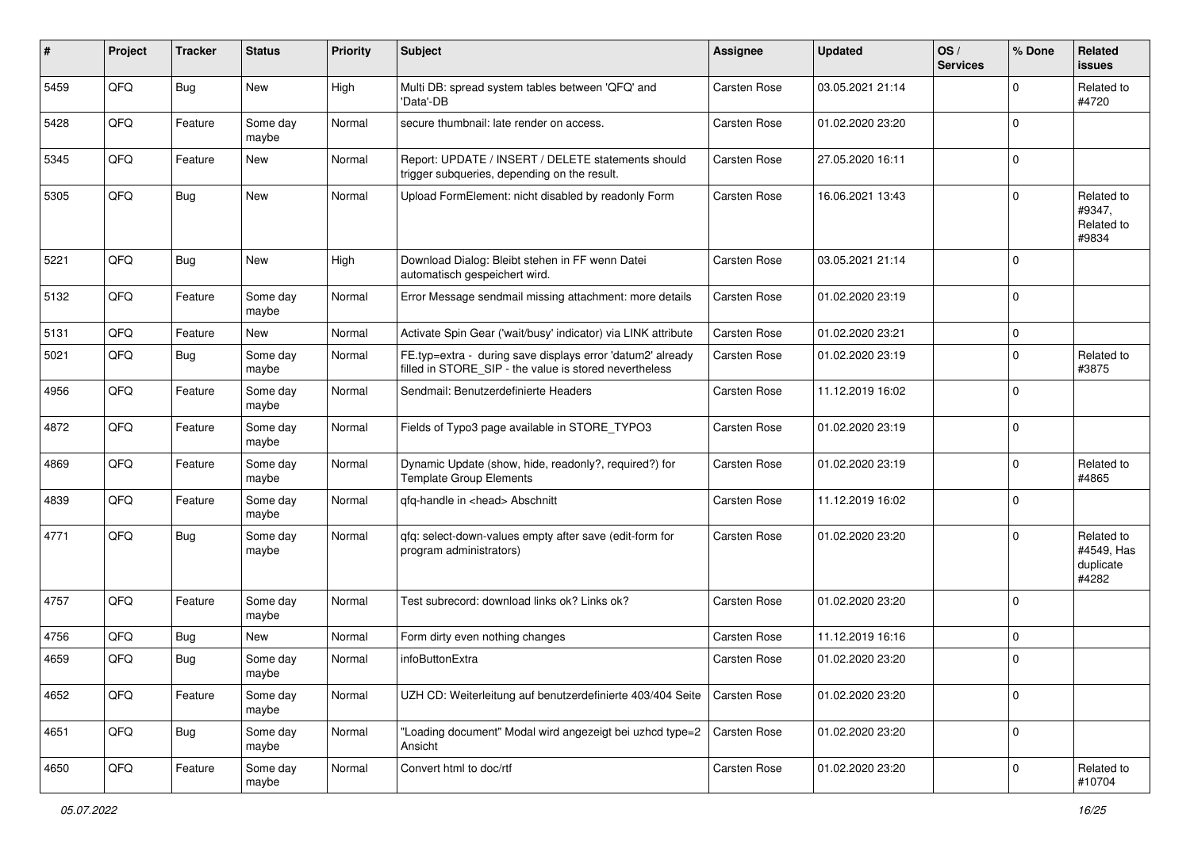| # | Project | Tracker | Status | Priority | Subject | Assignee | Updated | OS / Services | % Done | Related issues |
|---|---|---|---|---|---|---|---|---|---|---|
| 5459 | QFQ | Bug | New | High | Multi DB: spread system tables between 'QFQ' and 'Data'-DB | Carsten Rose | 03.05.2021 21:14 | | 0 | Related to #4720 |
| 5428 | QFQ | Feature | Some day maybe | Normal | secure thumbnail: late render on access. | Carsten Rose | 01.02.2020 23:20 | | 0 | |
| 5345 | QFQ | Feature | New | Normal | Report: UPDATE / INSERT / DELETE statements should trigger subqueries, depending on the result. | Carsten Rose | 27.05.2020 16:11 | | 0 | |
| 5305 | QFQ | Bug | New | Normal | Upload FormElement: nicht disabled by readonly Form | Carsten Rose | 16.06.2021 13:43 | | 0 | Related to #9347, Related to #9834 |
| 5221 | QFQ | Bug | New | High | Download Dialog: Bleibt stehen in FF wenn Datei automatisch gespeichert wird. | Carsten Rose | 03.05.2021 21:14 | | 0 | |
| 5132 | QFQ | Feature | Some day maybe | Normal | Error Message sendmail missing attachment: more details | Carsten Rose | 01.02.2020 23:19 | | 0 | |
| 5131 | QFQ | Feature | New | Normal | Activate Spin Gear ('wait/busy' indicator) via LINK attribute | Carsten Rose | 01.02.2020 23:21 | | 0 | |
| 5021 | QFQ | Bug | Some day maybe | Normal | FE.typ=extra - during save displays error 'datum2' already filled in STORE_SIP - the value is stored nevertheless | Carsten Rose | 01.02.2020 23:19 | | 0 | Related to #3875 |
| 4956 | QFQ | Feature | Some day maybe | Normal | Sendmail: Benutzerdefinierte Headers | Carsten Rose | 11.12.2019 16:02 | | 0 | |
| 4872 | QFQ | Feature | Some day maybe | Normal | Fields of Typo3 page available in STORE_TYPO3 | Carsten Rose | 01.02.2020 23:19 | | 0 | |
| 4869 | QFQ | Feature | Some day maybe | Normal | Dynamic Update (show, hide, readonly?, required?) for Template Group Elements | Carsten Rose | 01.02.2020 23:19 | | 0 | Related to #4865 |
| 4839 | QFQ | Feature | Some day maybe | Normal | qfq-handle in <head> Abschnitt | Carsten Rose | 11.12.2019 16:02 | | 0 | |
| 4771 | QFQ | Bug | Some day maybe | Normal | qfq: select-down-values empty after save (edit-form for program administrators) | Carsten Rose | 01.02.2020 23:20 | | 0 | Related to #4549, Has duplicate #4282 |
| 4757 | QFQ | Feature | Some day maybe | Normal | Test subrecord: download links ok? Links ok? | Carsten Rose | 01.02.2020 23:20 | | 0 | |
| 4756 | QFQ | Bug | New | Normal | Form dirty even nothing changes | Carsten Rose | 11.12.2019 16:16 | | 0 | |
| 4659 | QFQ | Bug | Some day maybe | Normal | infoButtonExtra | Carsten Rose | 01.02.2020 23:20 | | 0 | |
| 4652 | QFQ | Feature | Some day maybe | Normal | UZH CD: Weiterleitung auf benutzerdefinierte 403/404 Seite | Carsten Rose | 01.02.2020 23:20 | | 0 | |
| 4651 | QFQ | Bug | Some day maybe | Normal | "Loading document" Modal wird angezeigt bei uzhcd type=2 Ansicht | Carsten Rose | 01.02.2020 23:20 | | 0 | |
| 4650 | QFQ | Feature | Some day maybe | Normal | Convert html to doc/rtf | Carsten Rose | 01.02.2020 23:20 | | 0 | Related to #10704 |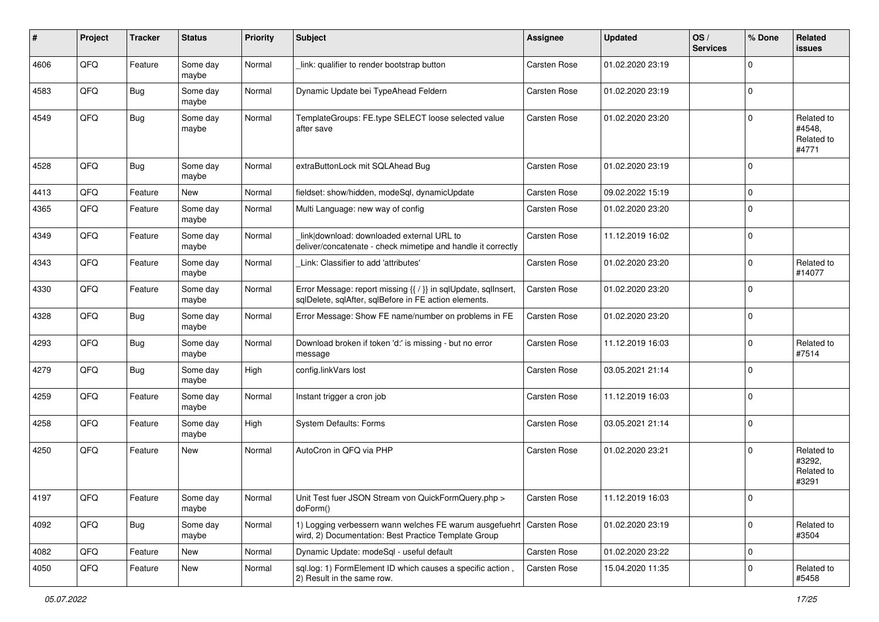| # | Project | Tracker | Status | Priority | Subject | Assignee | Updated | OS / Services | % Done | Related issues |
|---|---|---|---|---|---|---|---|---|---|---|
| 4606 | QFO | Feature | Some day maybe | Normal | _link: qualifier to render bootstrap button | Carsten Rose | 01.02.2020 23:19 | | 0 | |
| 4583 | QFQ | Bug | Some day maybe | Normal | Dynamic Update bei TypeAhead Feldern | Carsten Rose | 01.02.2020 23:19 | | 0 | |
| 4549 | QFQ | Bug | Some day maybe | Normal | TemplateGroups: FE.type SELECT loose selected value after save | Carsten Rose | 01.02.2020 23:20 | | 0 | Related to #4548, Related to #4771 |
| 4528 | QFQ | Bug | Some day maybe | Normal | extraButtonLock mit SQLAhead Bug | Carsten Rose | 01.02.2020 23:19 | | 0 | |
| 4413 | QFQ | Feature | New | Normal | fieldset: show/hidden, modeSql, dynamicUpdate | Carsten Rose | 09.02.2022 15:19 | | 0 | |
| 4365 | QFQ | Feature | Some day maybe | Normal | Multi Language: new way of config | Carsten Rose | 01.02.2020 23:20 | | 0 | |
| 4349 | QFQ | Feature | Some day maybe | Normal | link\|download: downloaded external URL to deliver/concatenate - check mimetipe and handle it correctly | Carsten Rose | 11.12.2019 16:02 | | 0 | |
| 4343 | QFQ | Feature | Some day maybe | Normal | _Link: Classifier to add 'attributes' | Carsten Rose | 01.02.2020 23:20 | | 0 | Related to #14077 |
| 4330 | QFQ | Feature | Some day maybe | Normal | Error Message: report missing {{ / }} in sqlUpdate, sqlInsert, sqlDelete, sqlAfter, sqlBefore in FE action elements. | Carsten Rose | 01.02.2020 23:20 | | 0 | |
| 4328 | QFQ | Bug | Some day maybe | Normal | Error Message: Show FE name/number on problems in FE | Carsten Rose | 01.02.2020 23:20 | | 0 | |
| 4293 | QFQ | Bug | Some day maybe | Normal | Download broken if token 'd:' is missing - but no error message | Carsten Rose | 11.12.2019 16:03 | | 0 | Related to #7514 |
| 4279 | QFQ | Bug | Some day maybe | High | config.linkVars lost | Carsten Rose | 03.05.2021 21:14 | | 0 | |
| 4259 | QFQ | Feature | Some day maybe | Normal | Instant trigger a cron job | Carsten Rose | 11.12.2019 16:03 | | 0 | |
| 4258 | QFQ | Feature | Some day maybe | High | System Defaults: Forms | Carsten Rose | 03.05.2021 21:14 | | 0 | |
| 4250 | QFQ | Feature | New | Normal | AutoCron in QFQ via PHP | Carsten Rose | 01.02.2020 23:21 | | 0 | Related to #3292, Related to #3291 |
| 4197 | QFQ | Feature | Some day maybe | Normal | Unit Test fuer JSON Stream von QuickFormQuery.php > doForm() | Carsten Rose | 11.12.2019 16:03 | | 0 | |
| 4092 | QFQ | Bug | Some day maybe | Normal | 1) Logging verbessern wann welches FE warum ausgefuehrt wird, 2) Documentation: Best Practice Template Group | Carsten Rose | 01.02.2020 23:19 | | 0 | Related to #3504 |
| 4082 | QFQ | Feature | New | Normal | Dynamic Update: modeSql - useful default | Carsten Rose | 01.02.2020 23:22 | | 0 | |
| 4050 | QFQ | Feature | New | Normal | sql.log: 1) FormElement ID which causes a specific action , 2) Result in the same row. | Carsten Rose | 15.04.2020 11:35 | | 0 | Related to #5458 |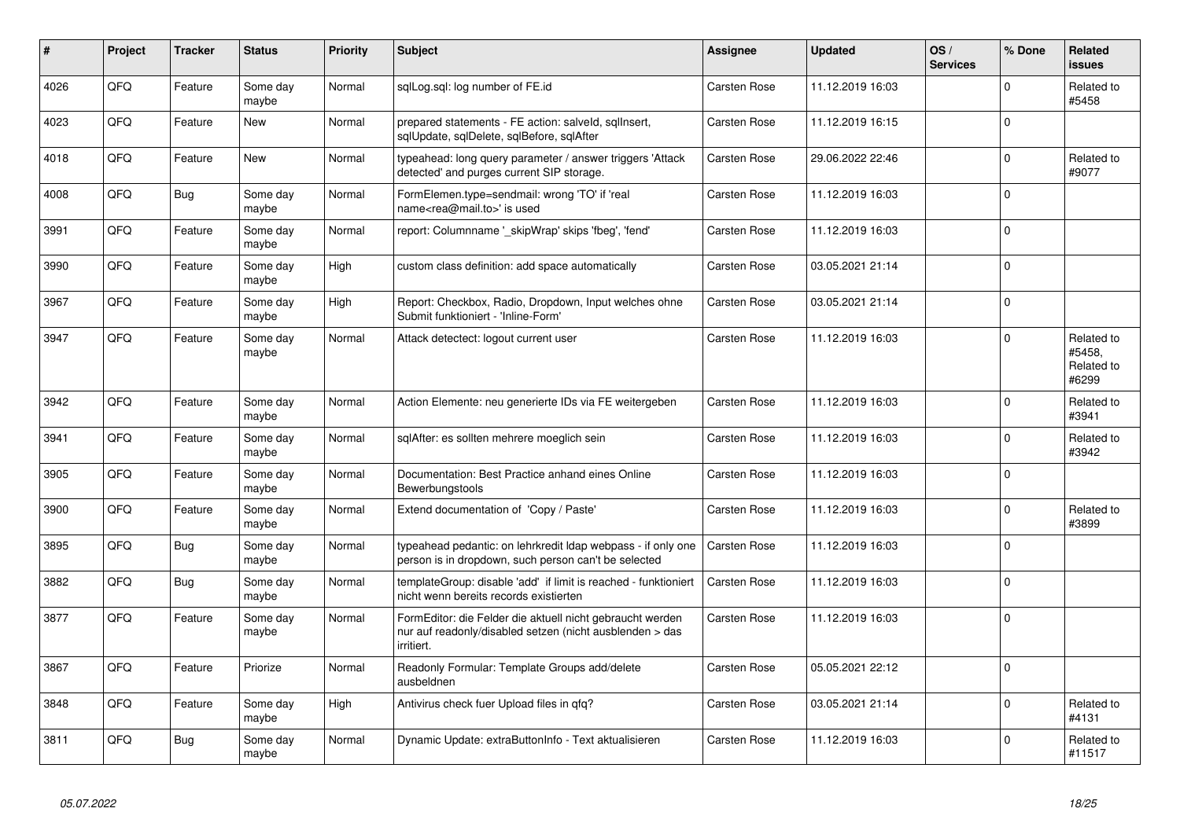| # | Project | Tracker | Status | Priority | Subject | Assignee | Updated | OS / Services | % Done | Related issues |
|---|---|---|---|---|---|---|---|---|---|---|
| 4026 | QFQ | Feature | Some day maybe | Normal | sqlLog.sql: log number of FE.id | Carsten Rose | 11.12.2019 16:03 | | 0 | Related to #5458 |
| 4023 | QFQ | Feature | New | Normal | prepared statements - FE action: salveld, sqlInsert, sqlUpdate, sqlDelete, sqlBefore, sqlAfter | Carsten Rose | 11.12.2019 16:15 | | 0 | |
| 4018 | QFQ | Feature | New | Normal | typeahead: long query parameter / answer triggers 'Attack detected' and purges current SIP storage. | Carsten Rose | 29.06.2022 22:46 | | 0 | Related to #9077 |
| 4008 | QFQ | Bug | Some day maybe | Normal | FormElemen.type=sendmail: wrong 'TO' if 'real name<rea@mail.to>' is used | Carsten Rose | 11.12.2019 16:03 | | 0 | |
| 3991 | QFQ | Feature | Some day maybe | Normal | report: Columnname '_skipWrap' skips 'fbeg', 'fend' | Carsten Rose | 11.12.2019 16:03 | | 0 | |
| 3990 | QFQ | Feature | Some day maybe | High | custom class definition: add space automatically | Carsten Rose | 03.05.2021 21:14 | | 0 | |
| 3967 | QFQ | Feature | Some day maybe | High | Report: Checkbox, Radio, Dropdown, Input welches ohne Submit funktioniert - 'Inline-Form' | Carsten Rose | 03.05.2021 21:14 | | 0 | |
| 3947 | QFQ | Feature | Some day maybe | Normal | Attack detectect: logout current user | Carsten Rose | 11.12.2019 16:03 | | 0 | Related to #5458, Related to #6299 |
| 3942 | QFQ | Feature | Some day maybe | Normal | Action Elemente: neu generierte IDs via FE weitergeben | Carsten Rose | 11.12.2019 16:03 | | 0 | Related to #3941 |
| 3941 | QFQ | Feature | Some day maybe | Normal | sqlAfter: es sollten mehrere moeglich sein | Carsten Rose | 11.12.2019 16:03 | | 0 | Related to #3942 |
| 3905 | QFQ | Feature | Some day maybe | Normal | Documentation: Best Practice anhand eines Online Bewerbungstools | Carsten Rose | 11.12.2019 16:03 | | 0 | |
| 3900 | QFQ | Feature | Some day maybe | Normal | Extend documentation of 'Copy / Paste' | Carsten Rose | 11.12.2019 16:03 | | 0 | Related to #3899 |
| 3895 | QFQ | Bug | Some day maybe | Normal | typeahead pedantic: on lehrkredit ldap webpass - if only one person is in dropdown, such person can't be selected | Carsten Rose | 11.12.2019 16:03 | | 0 | |
| 3882 | QFQ | Bug | Some day maybe | Normal | templateGroup: disable 'add' if limit is reached - funktioniert nicht wenn bereits records existierten | Carsten Rose | 11.12.2019 16:03 | | 0 | |
| 3877 | QFQ | Feature | Some day maybe | Normal | FormEditor: die Felder die aktuell nicht gebraucht werden nur auf readonly/disabled setzen (nicht ausblenden > das irritiert. | Carsten Rose | 11.12.2019 16:03 | | 0 | |
| 3867 | QFQ | Feature | Priorize | Normal | Readonly Formular: Template Groups add/delete ausbeldnen | Carsten Rose | 05.05.2021 22:12 | | 0 | |
| 3848 | QFQ | Feature | Some day maybe | High | Antivirus check fuer Upload files in qfq? | Carsten Rose | 03.05.2021 21:14 | | 0 | Related to #4131 |
| 3811 | QFQ | Bug | Some day maybe | Normal | Dynamic Update: extraButtonInfo - Text aktualisieren | Carsten Rose | 11.12.2019 16:03 | | 0 | Related to #11517 |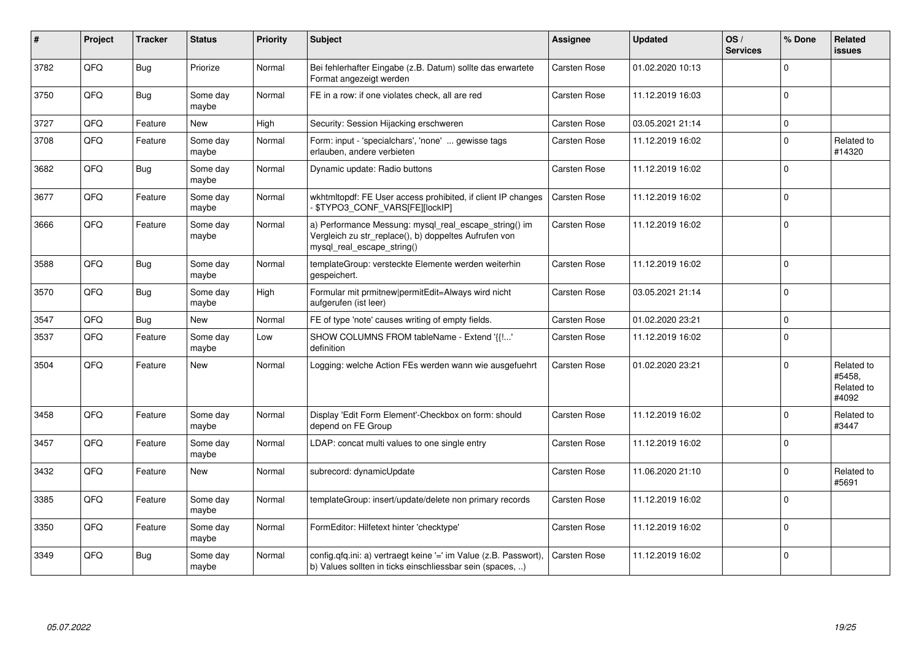| # | Project | Tracker | Status | Priority | Subject | Assignee | Updated | OS / Services | % Done | Related issues |
|---|---|---|---|---|---|---|---|---|---|---|
| 3782 | QFQ | Bug | Priorize | Normal | Bei fehlerhafter Eingabe (z.B. Datum) sollte das erwartete Format angezeigt werden | Carsten Rose | 01.02.2020 10:13 | | 0 | |
| 3750 | QFQ | Bug | Some day maybe | Normal | FE in a row: if one violates check, all are red | Carsten Rose | 11.12.2019 16:03 | | 0 | |
| 3727 | QFQ | Feature | New | High | Security: Session Hijacking erschweren | Carsten Rose | 03.05.2021 21:14 | | 0 | |
| 3708 | QFQ | Feature | Some day maybe | Normal | Form: input - 'specialchars', 'none' ... gewisse tags erlauben, andere verbieten | Carsten Rose | 11.12.2019 16:02 | | 0 | Related to #14320 |
| 3682 | QFQ | Bug | Some day maybe | Normal | Dynamic update: Radio buttons | Carsten Rose | 11.12.2019 16:02 | | 0 | |
| 3677 | QFQ | Feature | Some day maybe | Normal | wkhtmltopdf: FE User access prohibited, if client IP changes - $TYPO3_CONF_VARS[FE][lockIP] | Carsten Rose | 11.12.2019 16:02 | | 0 | |
| 3666 | QFQ | Feature | Some day maybe | Normal | a) Performance Messung: mysql_real_escape_string() im Vergleich zu str_replace(), b) doppeltes Aufrufen von mysql_real_escape_string() | Carsten Rose | 11.12.2019 16:02 | | 0 | |
| 3588 | QFQ | Bug | Some day maybe | Normal | templateGroup: versteckte Elemente werden weiterhin gespeichert. | Carsten Rose | 11.12.2019 16:02 | | 0 | |
| 3570 | QFQ | Bug | Some day maybe | High | Formular mit prmitnew\|permitEdit=Always wird nicht aufgerufen (ist leer) | Carsten Rose | 03.05.2021 21:14 | | 0 | |
| 3547 | QFQ | Bug | New | Normal | FE of type 'note' causes writing of empty fields. | Carsten Rose | 01.02.2020 23:21 | | 0 | |
| 3537 | QFQ | Feature | Some day maybe | Low | SHOW COLUMNS FROM tableName - Extend '{{!...' definition | Carsten Rose | 11.12.2019 16:02 | | 0 | |
| 3504 | QFQ | Feature | New | Normal | Logging: welche Action FEs werden wann wie ausgefuehrt | Carsten Rose | 01.02.2020 23:21 | | 0 | Related to #5458, Related to #4092 |
| 3458 | QFQ | Feature | Some day maybe | Normal | Display 'Edit Form Element'-Checkbox on form: should depend on FE Group | Carsten Rose | 11.12.2019 16:02 | | 0 | Related to #3447 |
| 3457 | QFQ | Feature | Some day maybe | Normal | LDAP: concat multi values to one single entry | Carsten Rose | 11.12.2019 16:02 | | 0 | |
| 3432 | QFQ | Feature | New | Normal | subrecord: dynamicUpdate | Carsten Rose | 11.06.2020 21:10 | | 0 | Related to #5691 |
| 3385 | QFQ | Feature | Some day maybe | Normal | templateGroup: insert/update/delete non primary records | Carsten Rose | 11.12.2019 16:02 | | 0 | |
| 3350 | QFQ | Feature | Some day maybe | Normal | FormEditor: Hilfetext hinter 'checktype' | Carsten Rose | 11.12.2019 16:02 | | 0 | |
| 3349 | QFQ | Bug | Some day maybe | Normal | config.qfq.ini: a) vertraegt keine '=' im Value (z.B. Passwort), b) Values sollten in ticks einschliessbar sein (spaces, ..) | Carsten Rose | 11.12.2019 16:02 | | 0 | |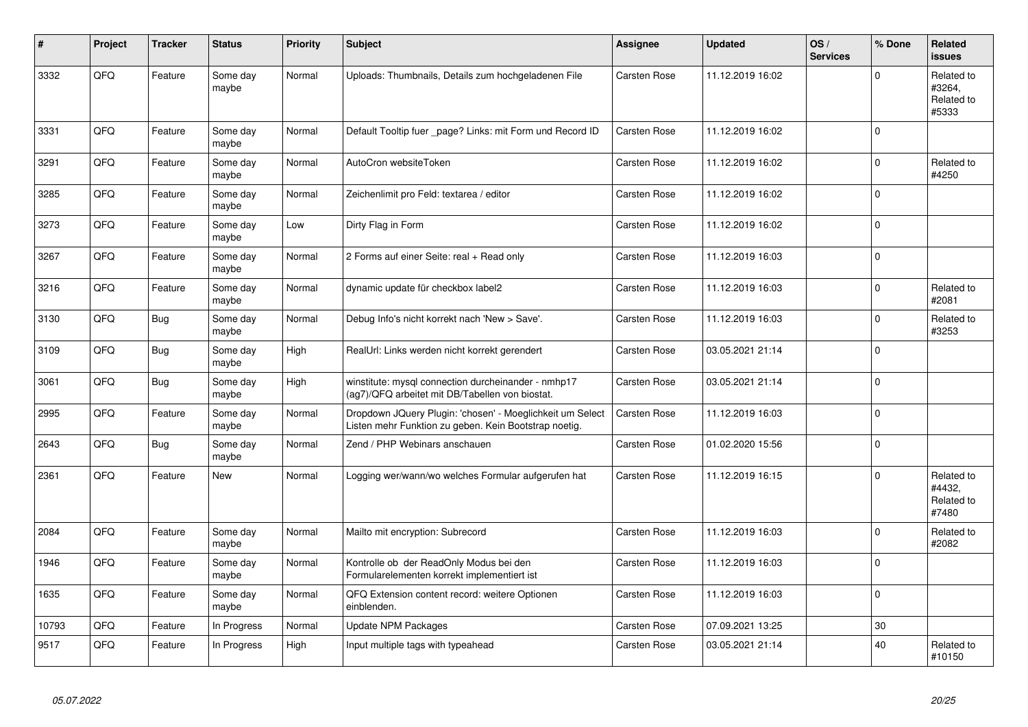| # | Project | Tracker | Status | Priority | Subject | Assignee | Updated | OS / Services | % Done | Related issues |
|---|---|---|---|---|---|---|---|---|---|---|
| 3332 | QFQ | Feature | Some day maybe | Normal | Uploads: Thumbnails, Details zum hochgeladenen File | Carsten Rose | 11.12.2019 16:02 | | 0 | Related to #3264, Related to #5333 |
| 3331 | QFQ | Feature | Some day maybe | Normal | Default Tooltip fuer _page? Links: mit Form und Record ID | Carsten Rose | 11.12.2019 16:02 | | 0 | |
| 3291 | QFQ | Feature | Some day maybe | Normal | AutoCron websiteToken | Carsten Rose | 11.12.2019 16:02 | | 0 | Related to #4250 |
| 3285 | QFQ | Feature | Some day maybe | Normal | Zeichenlimit pro Feld: textarea / editor | Carsten Rose | 11.12.2019 16:02 | | 0 | |
| 3273 | QFQ | Feature | Some day maybe | Low | Dirty Flag in Form | Carsten Rose | 11.12.2019 16:02 | | 0 | |
| 3267 | QFQ | Feature | Some day maybe | Normal | 2 Forms auf einer Seite: real + Read only | Carsten Rose | 11.12.2019 16:03 | | 0 | |
| 3216 | QFQ | Feature | Some day maybe | Normal | dynamic update für checkbox label2 | Carsten Rose | 11.12.2019 16:03 | | 0 | Related to #2081 |
| 3130 | QFQ | Bug | Some day maybe | Normal | Debug Info's nicht korrekt nach 'New > Save'. | Carsten Rose | 11.12.2019 16:03 | | 0 | Related to #3253 |
| 3109 | QFQ | Bug | Some day maybe | High | RealUrl: Links werden nicht korrekt gerendert | Carsten Rose | 03.05.2021 21:14 | | 0 | |
| 3061 | QFQ | Bug | Some day maybe | High | winstitute: mysql connection durcheinander - nmhp17 (ag7)/QFQ arbeitet mit DB/Tabellen von biostat. | Carsten Rose | 03.05.2021 21:14 | | 0 | |
| 2995 | QFQ | Feature | Some day maybe | Normal | Dropdown JQuery Plugin: 'chosen' - Moeglichkeit um Select Listen mehr Funktion zu geben. Kein Bootstrap noetig. | Carsten Rose | 11.12.2019 16:03 | | 0 | |
| 2643 | QFQ | Bug | Some day maybe | Normal | Zend / PHP Webinars anschauen | Carsten Rose | 01.02.2020 15:56 | | 0 | |
| 2361 | QFQ | Feature | New | Normal | Logging wer/wann/wo welches Formular aufgerufen hat | Carsten Rose | 11.12.2019 16:15 | | 0 | Related to #4432, Related to #7480 |
| 2084 | QFQ | Feature | Some day maybe | Normal | Mailto mit encryption: Subrecord | Carsten Rose | 11.12.2019 16:03 | | 0 | Related to #2082 |
| 1946 | QFQ | Feature | Some day maybe | Normal | Kontrolle ob der ReadOnly Modus bei den Formularelementen korrekt implementiert ist | Carsten Rose | 11.12.2019 16:03 | | 0 | |
| 1635 | QFQ | Feature | Some day maybe | Normal | QFQ Extension content record: weitere Optionen einblenden. | Carsten Rose | 11.12.2019 16:03 | | 0 | |
| 10793 | QFQ | Feature | In Progress | Normal | Update NPM Packages | Carsten Rose | 07.09.2021 13:25 | | 30 | |
| 9517 | QFQ | Feature | In Progress | High | Input multiple tags with typeahead | Carsten Rose | 03.05.2021 21:14 | | 40 | Related to #10150 |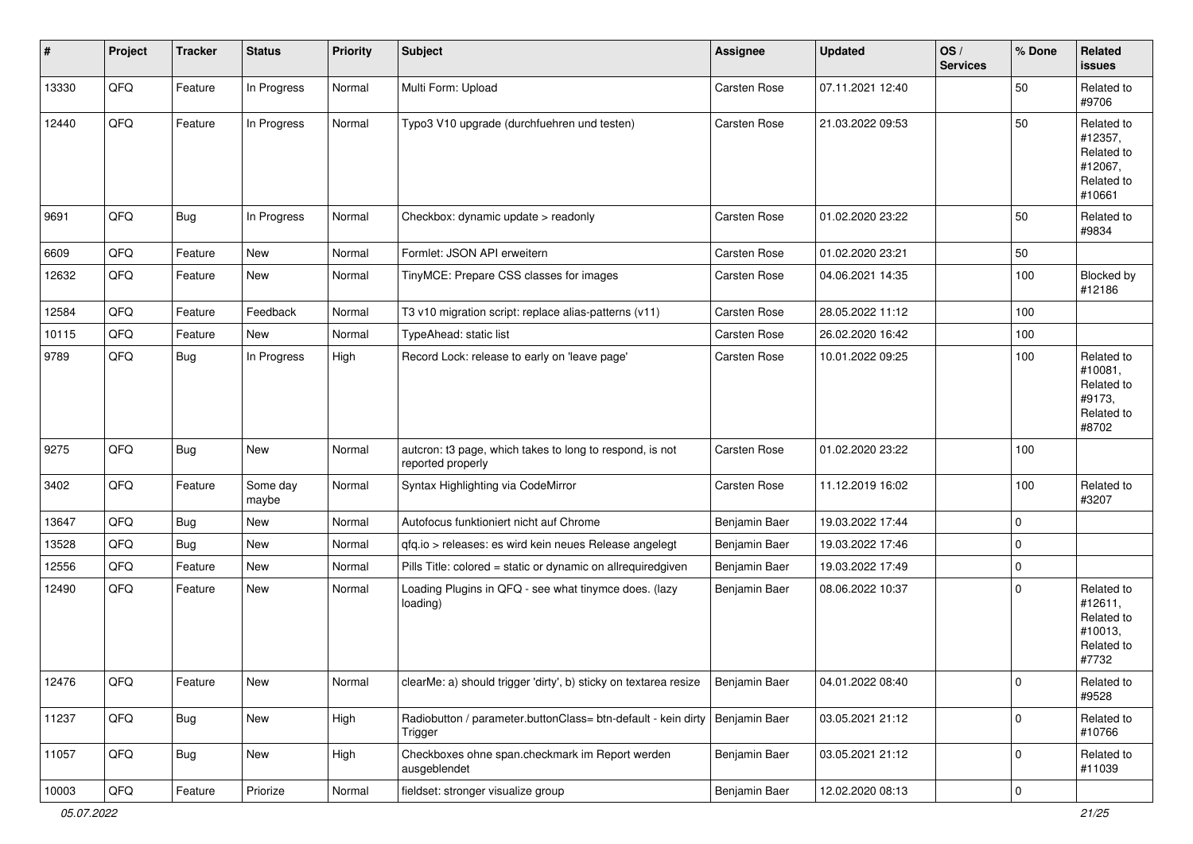| # | Project | Tracker | Status | Priority | Subject | Assignee | Updated | OS / Services | % Done | Related issues |
|---|---|---|---|---|---|---|---|---|---|---|
| 13330 | QFQ | Feature | In Progress | Normal | Multi Form: Upload | Carsten Rose | 07.11.2021 12:40 | | 50 | Related to #9706 |
| 12440 | QFQ | Feature | In Progress | Normal | Typo3 V10 upgrade (durchfuehren und testen) | Carsten Rose | 21.03.2022 09:53 | | 50 | Related to #12357, Related to #12067, Related to #10661 |
| 9691 | QFQ | Bug | In Progress | Normal | Checkbox: dynamic update > readonly | Carsten Rose | 01.02.2020 23:22 | | 50 | Related to #9834 |
| 6609 | QFQ | Feature | New | Normal | Formlet: JSON API erweitern | Carsten Rose | 01.02.2020 23:21 | | 50 | |
| 12632 | QFQ | Feature | New | Normal | TinyMCE: Prepare CSS classes for images | Carsten Rose | 04.06.2021 14:35 | | 100 | Blocked by #12186 |
| 12584 | QFQ | Feature | Feedback | Normal | T3 v10 migration script: replace alias-patterns (v11) | Carsten Rose | 28.05.2022 11:12 | | 100 | |
| 10115 | QFQ | Feature | New | Normal | TypeAhead: static list | Carsten Rose | 26.02.2020 16:42 | | 100 | |
| 9789 | QFQ | Bug | In Progress | High | Record Lock: release to early on 'leave page' | Carsten Rose | 10.01.2022 09:25 | | 100 | Related to #10081, Related to #9173, Related to #8702 |
| 9275 | QFQ | Bug | New | Normal | autcron: t3 page, which takes to long to respond, is not reported properly | Carsten Rose | 01.02.2020 23:22 | | 100 | |
| 3402 | QFQ | Feature | Some day maybe | Normal | Syntax Highlighting via CodeMirror | Carsten Rose | 11.12.2019 16:02 | | 100 | Related to #3207 |
| 13647 | QFQ | Bug | New | Normal | Autofocus funktioniert nicht auf Chrome | Benjamin Baer | 19.03.2022 17:44 | | 0 | |
| 13528 | QFQ | Bug | New | Normal | qfq.io > releases: es wird kein neues Release angelegt | Benjamin Baer | 19.03.2022 17:46 | | 0 | |
| 12556 | QFQ | Feature | New | Normal | Pills Title: colored = static or dynamic on allrequiredgiven | Benjamin Baer | 19.03.2022 17:49 | | 0 | |
| 12490 | QFQ | Feature | New | Normal | Loading Plugins in QFQ - see what tinymce does. (lazy loading) | Benjamin Baer | 08.06.2022 10:37 | | 0 | Related to #12611, Related to #10013, Related to #7732 |
| 12476 | QFQ | Feature | New | Normal | clearMe: a) should trigger 'dirty', b) sticky on textarea resize | Benjamin Baer | 04.01.2022 08:40 | | 0 | Related to #9528 |
| 11237 | QFQ | Bug | New | High | Radiobutton / parameter.buttonClass= btn-default - kein dirty Trigger | Benjamin Baer | 03.05.2021 21:12 | | 0 | Related to #10766 |
| 11057 | QFQ | Bug | New | High | Checkboxes ohne span.checkmark im Report werden ausgeblendet | Benjamin Baer | 03.05.2021 21:12 | | 0 | Related to #11039 |
| 10003 | QFQ | Feature | Priorize | Normal | fieldset: stronger visualize group | Benjamin Baer | 12.02.2020 08:13 | | 0 | |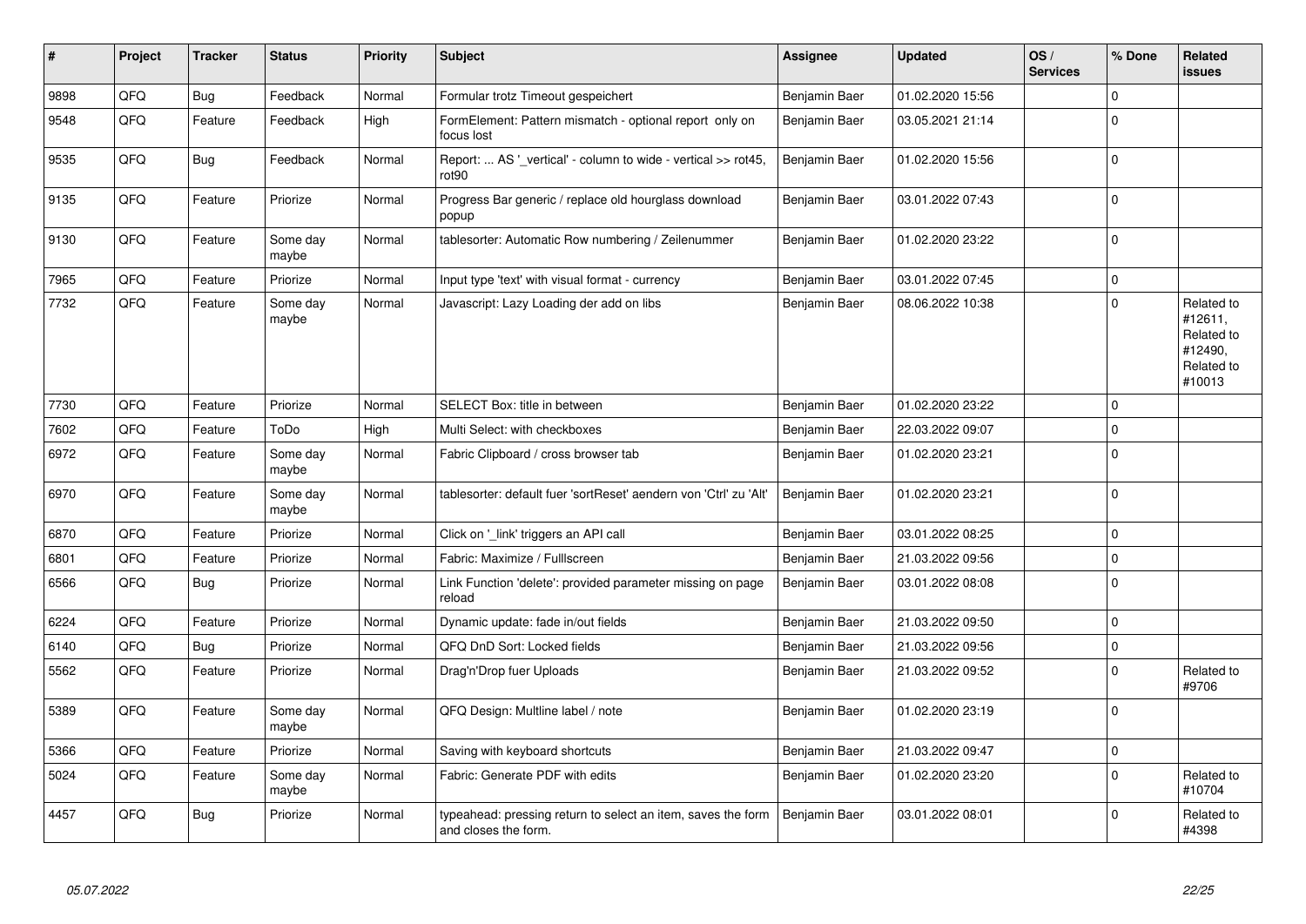| # | Project | Tracker | Status | Priority | Subject | Assignee | Updated | OS / Services | % Done | Related issues |
|---|---|---|---|---|---|---|---|---|---|---|
| 9898 | QFQ | Bug | Feedback | Normal | Formular trotz Timeout gespeichert | Benjamin Baer | 01.02.2020 15:56 | | 0 | |
| 9548 | QFQ | Feature | Feedback | High | FormElement: Pattern mismatch - optional report only on focus lost | Benjamin Baer | 03.05.2021 21:14 | | 0 | |
| 9535 | QFQ | Bug | Feedback | Normal | Report: ... AS '_vertical' - column to wide - vertical >> rot45, rot90 | Benjamin Baer | 01.02.2020 15:56 | | 0 | |
| 9135 | QFQ | Feature | Priorize | Normal | Progress Bar generic / replace old hourglass download popup | Benjamin Baer | 03.01.2022 07:43 | | 0 | |
| 9130 | QFQ | Feature | Some day maybe | Normal | tablesorter: Automatic Row numbering / Zeilenummer | Benjamin Baer | 01.02.2020 23:22 | | 0 | |
| 7965 | QFQ | Feature | Priorize | Normal | Input type 'text' with visual format - currency | Benjamin Baer | 03.01.2022 07:45 | | 0 | |
| 7732 | QFQ | Feature | Some day maybe | Normal | Javascript: Lazy Loading der add on libs | Benjamin Baer | 08.06.2022 10:38 | | 0 | Related to #12611, Related to #12490, Related to #10013 |
| 7730 | QFQ | Feature | Priorize | Normal | SELECT Box: title in between | Benjamin Baer | 01.02.2020 23:22 | | 0 | |
| 7602 | QFQ | Feature | ToDo | High | Multi Select: with checkboxes | Benjamin Baer | 22.03.2022 09:07 | | 0 | |
| 6972 | QFQ | Feature | Some day maybe | Normal | Fabric Clipboard / cross browser tab | Benjamin Baer | 01.02.2020 23:21 | | 0 | |
| 6970 | QFQ | Feature | Some day maybe | Normal | tablesorter: default fuer 'sortReset' aendern von 'Ctrl' zu 'Alt' | Benjamin Baer | 01.02.2020 23:21 | | 0 | |
| 6870 | QFQ | Feature | Priorize | Normal | Click on '_link' triggers an API call | Benjamin Baer | 03.01.2022 08:25 | | 0 | |
| 6801 | QFQ | Feature | Priorize | Normal | Fabric: Maximize / Fulllscreen | Benjamin Baer | 21.03.2022 09:56 | | 0 | |
| 6566 | QFQ | Bug | Priorize | Normal | Link Function 'delete': provided parameter missing on page reload | Benjamin Baer | 03.01.2022 08:08 | | 0 | |
| 6224 | QFQ | Feature | Priorize | Normal | Dynamic update: fade in/out fields | Benjamin Baer | 21.03.2022 09:50 | | 0 | |
| 6140 | QFQ | Bug | Priorize | Normal | QFQ DnD Sort: Locked fields | Benjamin Baer | 21.03.2022 09:56 | | 0 | |
| 5562 | QFQ | Feature | Priorize | Normal | Drag'n'Drop fuer Uploads | Benjamin Baer | 21.03.2022 09:52 | | 0 | Related to #9706 |
| 5389 | QFQ | Feature | Some day maybe | Normal | QFQ Design: Multline label / note | Benjamin Baer | 01.02.2020 23:19 | | 0 | |
| 5366 | QFQ | Feature | Priorize | Normal | Saving with keyboard shortcuts | Benjamin Baer | 21.03.2022 09:47 | | 0 | |
| 5024 | QFQ | Feature | Some day maybe | Normal | Fabric: Generate PDF with edits | Benjamin Baer | 01.02.2020 23:20 | | 0 | Related to #10704 |
| 4457 | QFQ | Bug | Priorize | Normal | typeahead: pressing return to select an item, saves the form and closes the form. | Benjamin Baer | 03.01.2022 08:01 | | 0 | Related to #4398 |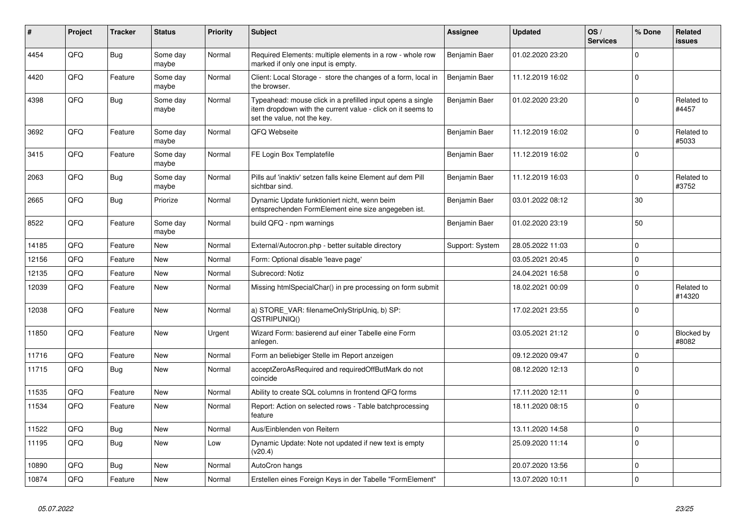| # | Project | Tracker | Status | Priority | Subject | Assignee | Updated | OS / Services | % Done | Related issues |
|---|---|---|---|---|---|---|---|---|---|---|
| 4454 | QFQ | Bug | Some day maybe | Normal | Required Elements: multiple elements in a row - whole row marked if only one input is empty. | Benjamin Baer | 01.02.2020 23:20 | | 0 | |
| 4420 | QFQ | Feature | Some day maybe | Normal | Client: Local Storage - store the changes of a form, local in the browser. | Benjamin Baer | 11.12.2019 16:02 | | 0 | |
| 4398 | QFQ | Bug | Some day maybe | Normal | Typeahead: mouse click in a prefilled input opens a single item dropdown with the current value - click on it seems to set the value, not the key. | Benjamin Baer | 01.02.2020 23:20 | | 0 | Related to #4457 |
| 3692 | QFQ | Feature | Some day maybe | Normal | QFQ Webseite | Benjamin Baer | 11.12.2019 16:02 | | 0 | Related to #5033 |
| 3415 | QFQ | Feature | Some day maybe | Normal | FE Login Box Templatefile | Benjamin Baer | 11.12.2019 16:02 | | 0 | |
| 2063 | QFQ | Bug | Some day maybe | Normal | Pills auf 'inaktiv' setzen falls keine Element auf dem Pill sichtbar sind. | Benjamin Baer | 11.12.2019 16:03 | | 0 | Related to #3752 |
| 2665 | QFQ | Bug | Priorize | Normal | Dynamic Update funktioniert nicht, wenn beim entsprechenden FormElement eine size angegeben ist. | Benjamin Baer | 03.01.2022 08:12 | | 30 | |
| 8522 | QFQ | Feature | Some day maybe | Normal | build QFQ - npm warnings | Benjamin Baer | 01.02.2020 23:19 | | 50 | |
| 14185 | QFQ | Feature | New | Normal | External/Autocron.php - better suitable directory | Support: System | 28.05.2022 11:03 | | 0 | |
| 12156 | QFQ | Feature | New | Normal | Form: Optional disable 'leave page' | | 03.05.2021 20:45 | | 0 | |
| 12135 | QFQ | Feature | New | Normal | Subrecord: Notiz | | 24.04.2021 16:58 | | 0 | |
| 12039 | QFQ | Feature | New | Normal | Missing htmlSpecialChar() in pre processing on form submit | | 18.02.2021 00:09 | | 0 | Related to #14320 |
| 12038 | QFQ | Feature | New | Normal | a) STORE_VAR: filenameOnlyStripUniq, b) SP: QSTRIPUNIQ() | | 17.02.2021 23:55 | | 0 | |
| 11850 | QFQ | Feature | New | Urgent | Wizard Form: basierend auf einer Tabelle eine Form anlegen. | | 03.05.2021 21:12 | | 0 | Blocked by #8082 |
| 11716 | QFQ | Feature | New | Normal | Form an beliebiger Stelle im Report anzeigen | | 09.12.2020 09:47 | | 0 | |
| 11715 | QFQ | Bug | New | Normal | acceptZeroAsRequired and requiredOffButMark do not coincide | | 08.12.2020 12:13 | | 0 | |
| 11535 | QFQ | Feature | New | Normal | Ability to create SQL columns in frontend QFQ forms | | 17.11.2020 12:11 | | 0 | |
| 11534 | QFQ | Feature | New | Normal | Report: Action on selected rows - Table batchprocessing feature | | 18.11.2020 08:15 | | 0 | |
| 11522 | QFQ | Bug | New | Normal | Aus/Einblenden von Reitern | | 13.11.2020 14:58 | | 0 | |
| 11195 | QFQ | Bug | New | Low | Dynamic Update: Note not updated if new text is empty (v20.4) | | 25.09.2020 11:14 | | 0 | |
| 10890 | QFQ | Bug | New | Normal | AutoCron hangs | | 20.07.2020 13:56 | | 0 | |
| 10874 | QFQ | Feature | New | Normal | Erstellen eines Foreign Keys in der Tabelle "FormElement" | | 13.07.2020 10:11 | | 0 | |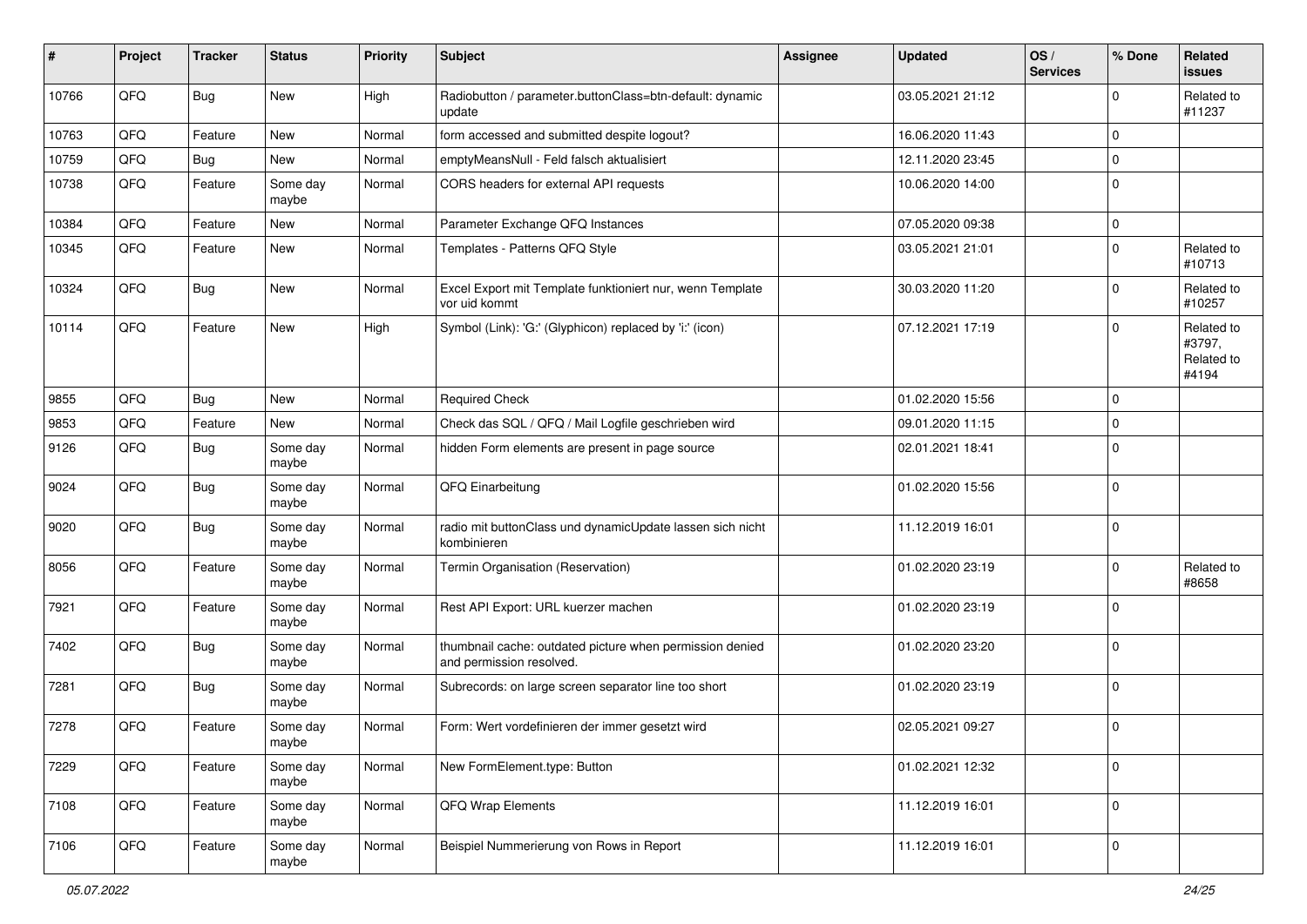| # | Project | Tracker | Status | Priority | Subject | Assignee | Updated | OS / Services | % Done | Related issues |
|---|---|---|---|---|---|---|---|---|---|---|
| 10766 | QFQ | Bug | New | High | Radiobutton / parameter.buttonClass=btn-default: dynamic update | | 03.05.2021 21:12 | | 0 | Related to #11237 |
| 10763 | QFQ | Feature | New | Normal | form accessed and submitted despite logout? | | 16.06.2020 11:43 | | 0 | |
| 10759 | QFQ | Bug | New | Normal | emptyMeansNull - Feld falsch aktualisiert | | 12.11.2020 23:45 | | 0 | |
| 10738 | QFQ | Feature | Some day maybe | Normal | CORS headers for external API requests | | 10.06.2020 14:00 | | 0 | |
| 10384 | QFQ | Feature | New | Normal | Parameter Exchange QFQ Instances | | 07.05.2020 09:38 | | 0 | |
| 10345 | QFQ | Feature | New | Normal | Templates - Patterns QFQ Style | | 03.05.2021 21:01 | | 0 | Related to #10713 |
| 10324 | QFQ | Bug | New | Normal | Excel Export mit Template funktioniert nur, wenn Template vor uid kommt | | 30.03.2020 11:20 | | 0 | Related to #10257 |
| 10114 | QFQ | Feature | New | High | Symbol (Link): 'G:' (Glyphicon) replaced by 'i:' (icon) | | 07.12.2021 17:19 | | 0 | Related to #3797, Related to #4194 |
| 9855 | QFQ | Bug | New | Normal | Required Check | | 01.02.2020 15:56 | | 0 | |
| 9853 | QFQ | Feature | New | Normal | Check das SQL / QFQ / Mail Logfile geschrieben wird | | 09.01.2020 11:15 | | 0 | |
| 9126 | QFQ | Bug | Some day maybe | Normal | hidden Form elements are present in page source | | 02.01.2021 18:41 | | 0 | |
| 9024 | QFQ | Bug | Some day maybe | Normal | QFQ Einarbeitung | | 01.02.2020 15:56 | | 0 | |
| 9020 | QFQ | Bug | Some day maybe | Normal | radio mit buttonClass und dynamicUpdate lassen sich nicht kombinieren | | 11.12.2019 16:01 | | 0 | |
| 8056 | QFQ | Feature | Some day maybe | Normal | Termin Organisation (Reservation) | | 01.02.2020 23:19 | | 0 | Related to #8658 |
| 7921 | QFQ | Feature | Some day maybe | Normal | Rest API Export: URL kuerzer machen | | 01.02.2020 23:19 | | 0 | |
| 7402 | QFQ | Bug | Some day maybe | Normal | thumbnail cache: outdated picture when permission denied and permission resolved. | | 01.02.2020 23:20 | | 0 | |
| 7281 | QFQ | Bug | Some day maybe | Normal | Subrecords: on large screen separator line too short | | 01.02.2020 23:19 | | 0 | |
| 7278 | QFQ | Feature | Some day maybe | Normal | Form: Wert vordefinieren der immer gesetzt wird | | 02.05.2021 09:27 | | 0 | |
| 7229 | QFQ | Feature | Some day maybe | Normal | New FormElement.type: Button | | 01.02.2021 12:32 | | 0 | |
| 7108 | QFQ | Feature | Some day maybe | Normal | QFQ Wrap Elements | | 11.12.2019 16:01 | | 0 | |
| 7106 | QFQ | Feature | Some day maybe | Normal | Beispiel Nummerierung von Rows in Report | | 11.12.2019 16:01 | | 0 | |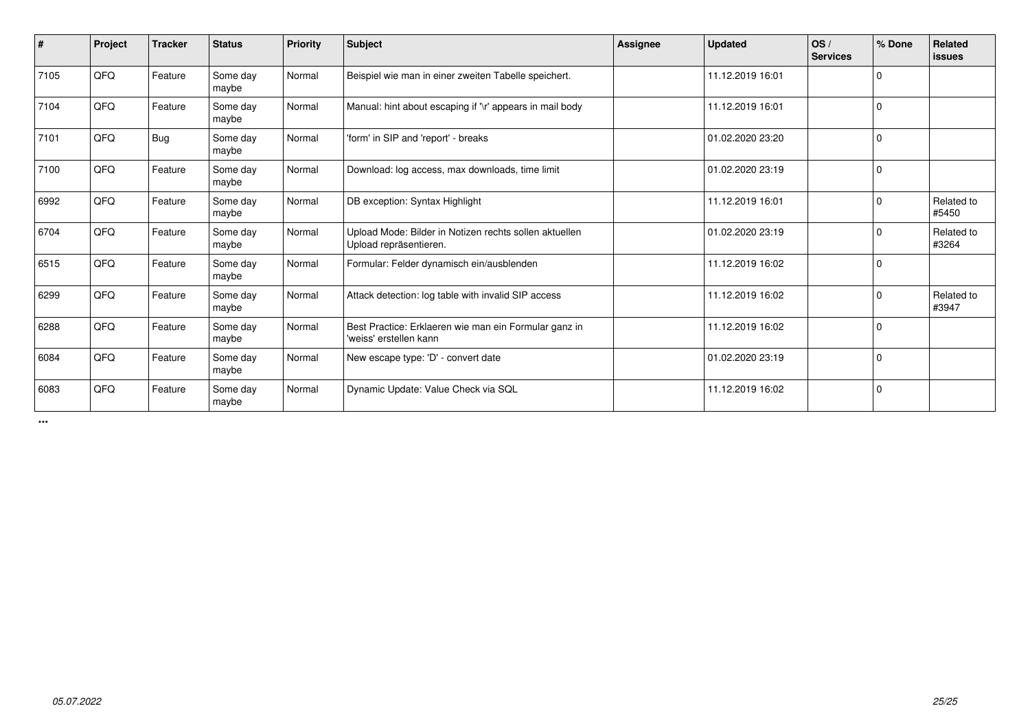| # | Project | Tracker | Status | Priority | Subject | Assignee | Updated | OS / Services | % Done | Related issues |
|---|---|---|---|---|---|---|---|---|---|---|
| 7105 | QFQ | Feature | Some day maybe | Normal | Beispiel wie man in einer zweiten Tabelle speichert. | | 11.12.2019 16:01 | | 0 | |
| 7104 | QFQ | Feature | Some day maybe | Normal | Manual: hint about escaping if '\r' appears in mail body | | 11.12.2019 16:01 | | 0 | |
| 7101 | QFQ | Bug | Some day maybe | Normal | 'form' in SIP and 'report' - breaks | | 01.02.2020 23:20 | | 0 | |
| 7100 | QFQ | Feature | Some day maybe | Normal | Download: log access, max downloads, time limit | | 01.02.2020 23:19 | | 0 | |
| 6992 | QFQ | Feature | Some day maybe | Normal | DB exception: Syntax Highlight | | 11.12.2019 16:01 | | 0 | Related to #5450 |
| 6704 | QFQ | Feature | Some day maybe | Normal | Upload Mode: Bilder in Notizen rechts sollen aktuellen Upload repräsentieren. | | 01.02.2020 23:19 | | 0 | Related to #3264 |
| 6515 | QFQ | Feature | Some day maybe | Normal | Formular: Felder dynamisch ein/ausblenden | | 11.12.2019 16:02 | | 0 | |
| 6299 | QFQ | Feature | Some day maybe | Normal | Attack detection: log table with invalid SIP access | | 11.12.2019 16:02 | | 0 | Related to #3947 |
| 6288 | QFQ | Feature | Some day maybe | Normal | Best Practice: Erklaeren wie man ein Formular ganz in 'weiss' erstellen kann | | 11.12.2019 16:02 | | 0 | |
| 6084 | QFQ | Feature | Some day maybe | Normal | New escape type: 'D' - convert date | | 01.02.2020 23:19 | | 0 | |
| 6083 | QFQ | Feature | Some day maybe | Normal | Dynamic Update: Value Check via SQL | | 11.12.2019 16:02 | | 0 | |

...